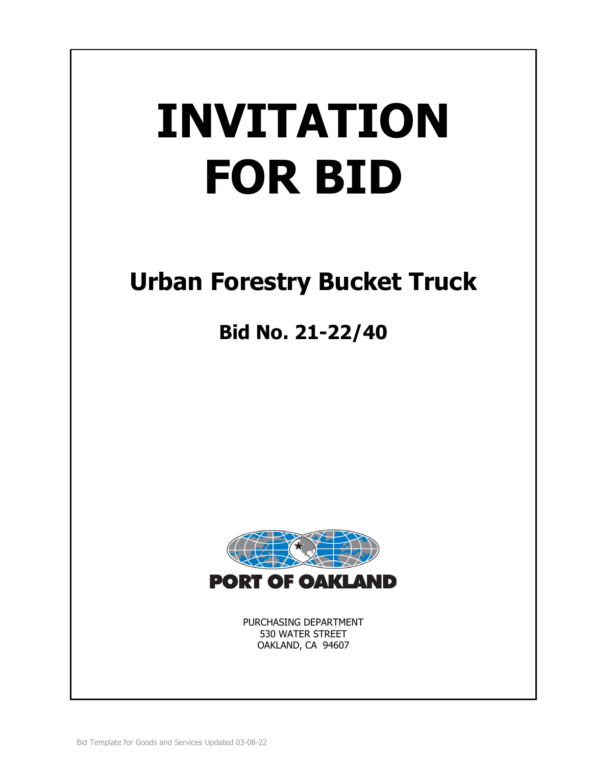# INVITATION FOR BID

## Urban Forestry Bucket Truck

## Bid No. 21-22/40

PORT OF OAKLAND

PURCHASING DEPARTMENT
530 WATER STREET
OAKLAND, CA 94607

Bid Template for Goods and Services Updated 03-08-22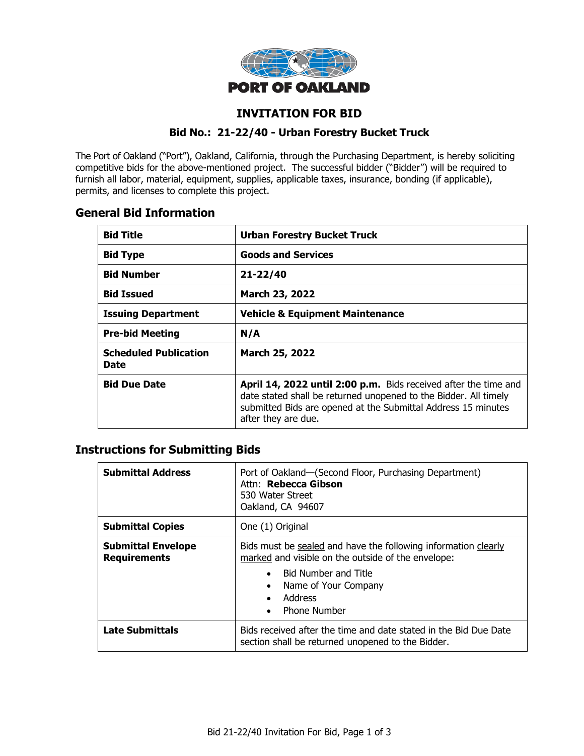PORT OF OAKLAND

# INVITATION FOR BID

## Bid No.: 21-22/40 - Urban Forestry Bucket Truck

The Port of Oakland ("Port"), Oakland, California, through the Purchasing Department, is hereby soliciting competitive bids for the above-mentioned project. The successful bidder ("Bidder") will be required to furnish all labor, material, equipment, supplies, applicable taxes, insurance, bonding (if applicable), permits, and licenses to complete this project.

## General Bid Information

| | |
|---|---|
| **Bid Title** | **Urban Forestry Bucket Truck** |
| **Bid Type** | **Goods and Services** |
| **Bid Number** | **21-22/40** |
| **Bid Issued** | **March 23, 2022** |
| **Issuing Department** | **Vehicle & Equipment Maintenance** |
| **Pre-bid Meeting** | **N/A** |
| **Scheduled Publication Date** | **March 25, 2022** |
| **Bid Due Date** | **April 14, 2022 until 2:00 p.m.** Bids received after the time and date stated shall be returned unopened to the Bidder. All timely submitted Bids are opened at the Submittal Address 15 minutes after they are due. |

## Instructions for Submitting Bids

| | |
|---|---|
| **Submittal Address** | Port of Oakland—(Second Floor, Purchasing Department)<br>Attn: **Rebecca Gibson**<br>530 Water Street<br>Oakland, CA 94607 |
| **Submittal Copies** | One (1) Original |
| **Submittal Envelope Requirements** | Bids must be sealed and have the following information clearly marked and visible on the outside of the envelope:<br>• Bid Number and Title<br>• Name of Your Company<br>• Address<br>• Phone Number |
| **Late Submittals** | Bids received after the time and date stated in the Bid Due Date section shall be returned unopened to the Bidder. |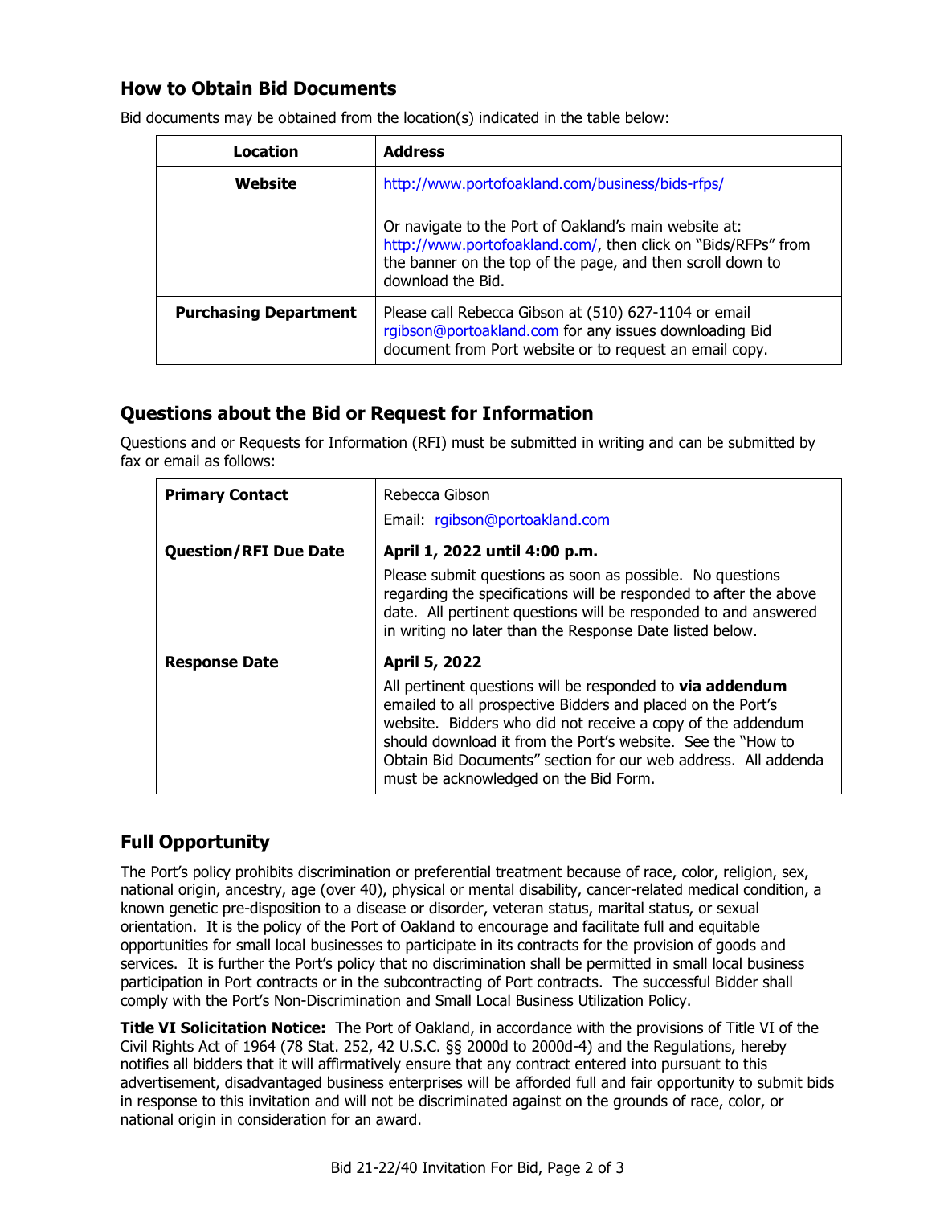## How to Obtain Bid Documents

Bid documents may be obtained from the location(s) indicated in the table below:

| Location | Address |
|---|---|
| **Website** | http://www.portofoakland.com/business/bids-rfps/<br><br>Or navigate to the Port of Oakland's main website at: http://www.portofoakland.com/, then click on "Bids/RFPs" from the banner on the top of the page, and then scroll down to download the Bid. |
| **Purchasing Department** | Please call Rebecca Gibson at (510) 627-1104 or email rgibson@portoakland.com for any issues downloading Bid document from Port website or to request an email copy. |

## Questions about the Bid or Request for Information

Questions and or Requests for Information (RFI) must be submitted in writing and can be submitted by fax or email as follows:

| | |
|---|---|
| **Primary Contact** | Rebecca Gibson<br>Email: rgibson@portoakland.com |
| **Question/RFI Due Date** | **April 1, 2022 until 4:00 p.m.**<br>Please submit questions as soon as possible. No questions regarding the specifications will be responded to after the above date. All pertinent questions will be responded to and answered in writing no later than the Response Date listed below. |
| **Response Date** | **April 5, 2022**<br>All pertinent questions will be responded to **via addendum** emailed to all prospective Bidders and placed on the Port's website. Bidders who did not receive a copy of the addendum should download it from the Port's website. See the "How to Obtain Bid Documents" section for our web address. All addenda must be acknowledged on the Bid Form. |

## Full Opportunity

The Port's policy prohibits discrimination or preferential treatment because of race, color, religion, sex, national origin, ancestry, age (over 40), physical or mental disability, cancer-related medical condition, a known genetic pre-disposition to a disease or disorder, veteran status, marital status, or sexual orientation. It is the policy of the Port of Oakland to encourage and facilitate full and equitable opportunities for small local businesses to participate in its contracts for the provision of goods and services. It is further the Port's policy that no discrimination shall be permitted in small local business participation in Port contracts or in the subcontracting of Port contracts. The successful Bidder shall comply with the Port's Non-Discrimination and Small Local Business Utilization Policy.

**Title VI Solicitation Notice:** The Port of Oakland, in accordance with the provisions of Title VI of the Civil Rights Act of 1964 (78 Stat. 252, 42 U.S.C. §§ 2000d to 2000d-4) and the Regulations, hereby notifies all bidders that it will affirmatively ensure that any contract entered into pursuant to this advertisement, disadvantaged business enterprises will be afforded full and fair opportunity to submit bids in response to this invitation and will not be discriminated against on the grounds of race, color, or national origin in consideration for an award.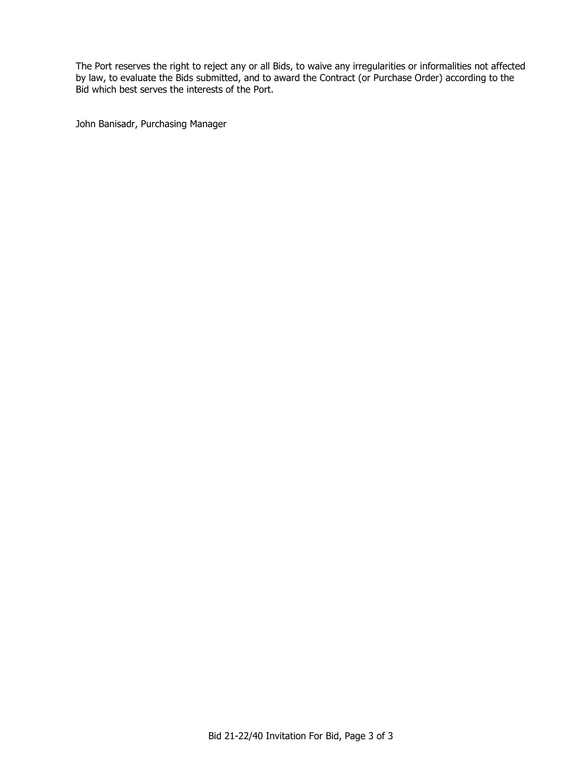The Port reserves the right to reject any or all Bids, to waive any irregularities or informalities not affected by law, to evaluate the Bids submitted, and to award the Contract (or Purchase Order) according to the Bid which best serves the interests of the Port.

John Banisadr, Purchasing Manager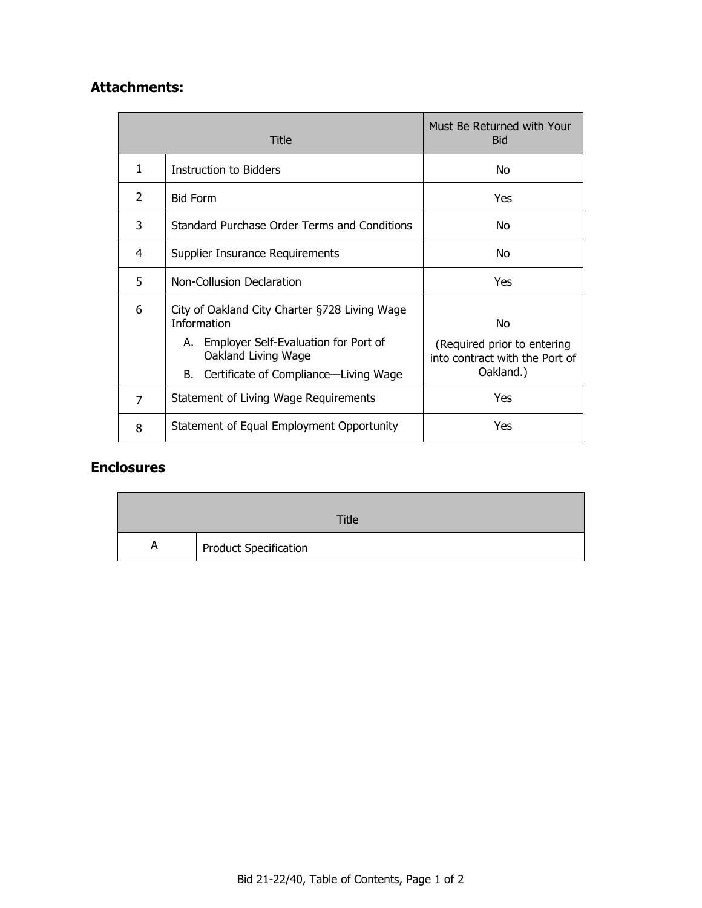## Attachments:

| | Title | Must Be Returned with Your Bid |
|---|---|---|
| 1 | Instruction to Bidders | No |
| 2 | Bid Form | Yes |
| 3 | Standard Purchase Order Terms and Conditions | No |
| 4 | Supplier Insurance Requirements | No |
| 5 | Non-Collusion Declaration | Yes |
| 6 | City of Oakland City Charter §728 Living Wage Information<br>A. Employer Self-Evaluation for Port of Oakland Living Wage<br>B. Certificate of Compliance—Living Wage | No<br>(Required prior to entering into contract with the Port of Oakland.) |
| 7 | Statement of Living Wage Requirements | Yes |
| 8 | Statement of Equal Employment Opportunity | Yes |

## Enclosures

| | Title |
|---|---|
| A | Product Specification |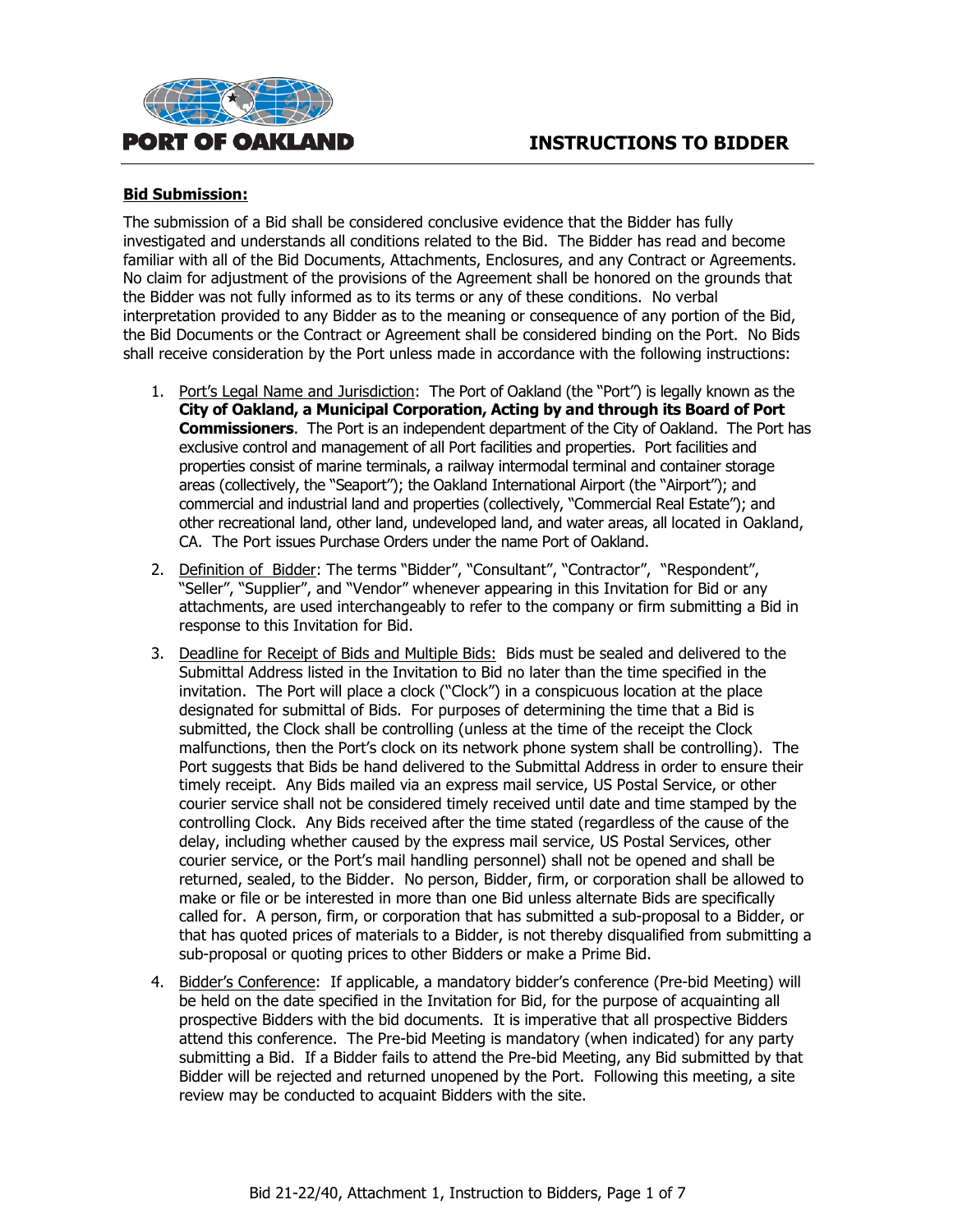# INSTRUCTIONS TO BIDDER

**Bid Submission:**

The submission of a Bid shall be considered conclusive evidence that the Bidder has fully investigated and understands all conditions related to the Bid. The Bidder has read and become familiar with all of the Bid Documents, Attachments, Enclosures, and any Contract or Agreements. No claim for adjustment of the provisions of the Agreement shall be honored on the grounds that the Bidder was not fully informed as to its terms or any of these conditions. No verbal interpretation provided to any Bidder as to the meaning or consequence of any portion of the Bid, the Bid Documents or the Contract or Agreement shall be considered binding on the Port. No Bids shall receive consideration by the Port unless made in accordance with the following instructions:

1. Port's Legal Name and Jurisdiction: The Port of Oakland (the "Port") is legally known as the **City of Oakland, a Municipal Corporation, Acting by and through its Board of Port Commissioners**. The Port is an independent department of the City of Oakland. The Port has exclusive control and management of all Port facilities and properties. Port facilities and properties consist of marine terminals, a railway intermodal terminal and container storage areas (collectively, the "Seaport"); the Oakland International Airport (the "Airport"); and commercial and industrial land and properties (collectively, "Commercial Real Estate"); and other recreational land, other land, undeveloped land, and water areas, all located in Oakland, CA. The Port issues Purchase Orders under the name Port of Oakland.

2. Definition of Bidder: The terms "Bidder", "Consultant", "Contractor", "Respondent", "Seller", "Supplier", and "Vendor" whenever appearing in this Invitation for Bid or any attachments, are used interchangeably to refer to the company or firm submitting a Bid in response to this Invitation for Bid.

3. Deadline for Receipt of Bids and Multiple Bids: Bids must be sealed and delivered to the Submittal Address listed in the Invitation to Bid no later than the time specified in the invitation. The Port will place a clock ("Clock") in a conspicuous location at the place designated for submittal of Bids. For purposes of determining the time that a Bid is submitted, the Clock shall be controlling (unless at the time of the receipt the Clock malfunctions, then the Port's clock on its network phone system shall be controlling). The Port suggests that Bids be hand delivered to the Submittal Address in order to ensure their timely receipt. Any Bids mailed via an express mail service, US Postal Service, or other courier service shall not be considered timely received until date and time stamped by the controlling Clock. Any Bids received after the time stated (regardless of the cause of the delay, including whether caused by the express mail service, US Postal Services, other courier service, or the Port's mail handling personnel) shall not be opened and shall be returned, sealed, to the Bidder. No person, Bidder, firm, or corporation shall be allowed to make or file or be interested in more than one Bid unless alternate Bids are specifically called for. A person, firm, or corporation that has submitted a sub-proposal to a Bidder, or that has quoted prices of materials to a Bidder, is not thereby disqualified from submitting a sub-proposal or quoting prices to other Bidders or make a Prime Bid.

4. Bidder's Conference: If applicable, a mandatory bidder's conference (Pre-bid Meeting) will be held on the date specified in the Invitation for Bid, for the purpose of acquainting all prospective Bidders with the bid documents. It is imperative that all prospective Bidders attend this conference. The Pre-bid Meeting is mandatory (when indicated) for any party submitting a Bid. If a Bidder fails to attend the Pre-bid Meeting, any Bid submitted by that Bidder will be rejected and returned unopened by the Port. Following this meeting, a site review may be conducted to acquaint Bidders with the site.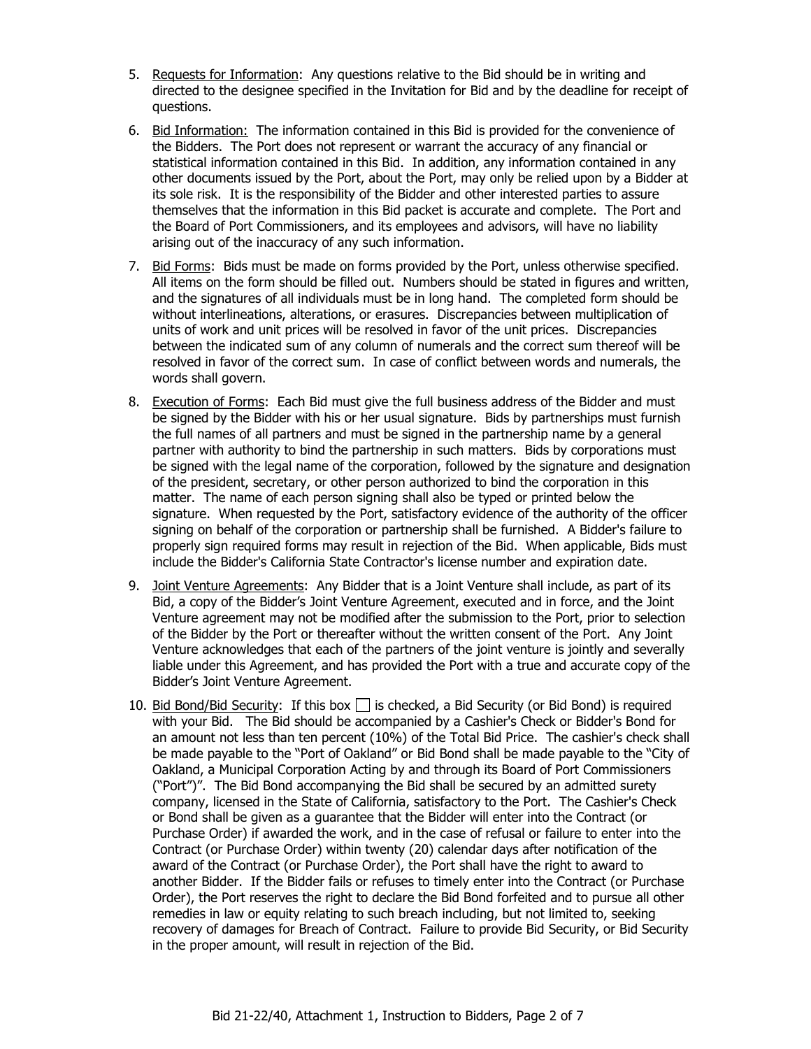5. Requests for Information: Any questions relative to the Bid should be in writing and directed to the designee specified in the Invitation for Bid and by the deadline for receipt of questions.

6. Bid Information: The information contained in this Bid is provided for the convenience of the Bidders. The Port does not represent or warrant the accuracy of any financial or statistical information contained in this Bid. In addition, any information contained in any other documents issued by the Port, about the Port, may only be relied upon by a Bidder at its sole risk. It is the responsibility of the Bidder and other interested parties to assure themselves that the information in this Bid packet is accurate and complete. The Port and the Board of Port Commissioners, and its employees and advisors, will have no liability arising out of the inaccuracy of any such information.

7. Bid Forms: Bids must be made on forms provided by the Port, unless otherwise specified. All items on the form should be filled out. Numbers should be stated in figures and written, and the signatures of all individuals must be in long hand. The completed form should be without interlineations, alterations, or erasures. Discrepancies between multiplication of units of work and unit prices will be resolved in favor of the unit prices. Discrepancies between the indicated sum of any column of numerals and the correct sum thereof will be resolved in favor of the correct sum. In case of conflict between words and numerals, the words shall govern.

8. Execution of Forms: Each Bid must give the full business address of the Bidder and must be signed by the Bidder with his or her usual signature. Bids by partnerships must furnish the full names of all partners and must be signed in the partnership name by a general partner with authority to bind the partnership in such matters. Bids by corporations must be signed with the legal name of the corporation, followed by the signature and designation of the president, secretary, or other person authorized to bind the corporation in this matter. The name of each person signing shall also be typed or printed below the signature. When requested by the Port, satisfactory evidence of the authority of the officer signing on behalf of the corporation or partnership shall be furnished. A Bidder's failure to properly sign required forms may result in rejection of the Bid. When applicable, Bids must include the Bidder's California State Contractor's license number and expiration date.

9. Joint Venture Agreements: Any Bidder that is a Joint Venture shall include, as part of its Bid, a copy of the Bidder's Joint Venture Agreement, executed and in force, and the Joint Venture agreement may not be modified after the submission to the Port, prior to selection of the Bidder by the Port or thereafter without the written consent of the Port. Any Joint Venture acknowledges that each of the partners of the joint venture is jointly and severally liable under this Agreement, and has provided the Port with a true and accurate copy of the Bidder's Joint Venture Agreement.

10. Bid Bond/Bid Security: If this box ☐ is checked, a Bid Security (or Bid Bond) is required with your Bid. The Bid should be accompanied by a Cashier's Check or Bidder's Bond for an amount not less than ten percent (10%) of the Total Bid Price. The cashier's check shall be made payable to the "Port of Oakland" or Bid Bond shall be made payable to the "City of Oakland, a Municipal Corporation Acting by and through its Board of Port Commissioners ("Port")". The Bid Bond accompanying the Bid shall be secured by an admitted surety company, licensed in the State of California, satisfactory to the Port. The Cashier's Check or Bond shall be given as a guarantee that the Bidder will enter into the Contract (or Purchase Order) if awarded the work, and in the case of refusal or failure to enter into the Contract (or Purchase Order) within twenty (20) calendar days after notification of the award of the Contract (or Purchase Order), the Port shall have the right to award to another Bidder. If the Bidder fails or refuses to timely enter into the Contract (or Purchase Order), the Port reserves the right to declare the Bid Bond forfeited and to pursue all other remedies in law or equity relating to such breach including, but not limited to, seeking recovery of damages for Breach of Contract. Failure to provide Bid Security, or Bid Security in the proper amount, will result in rejection of the Bid.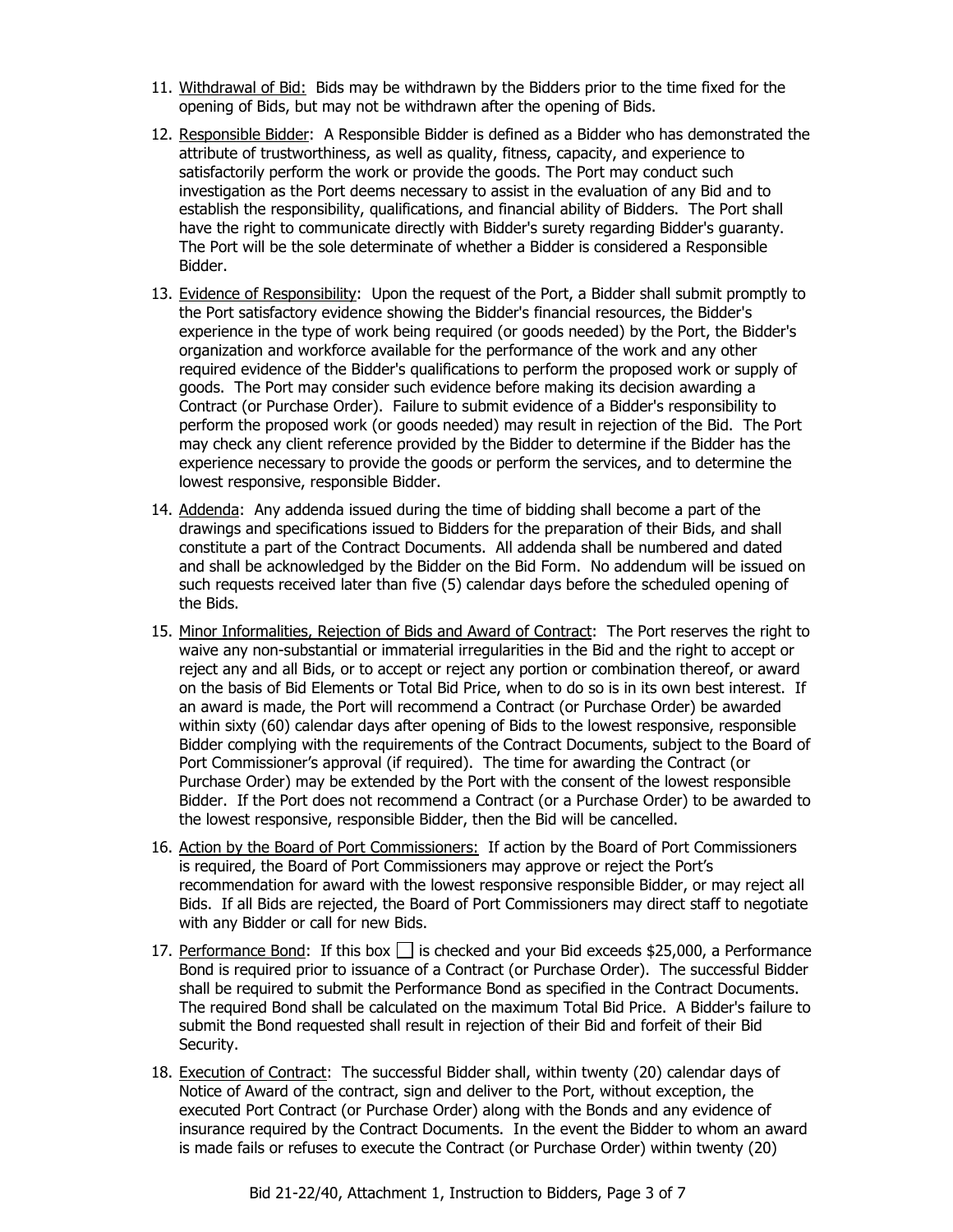11. Withdrawal of Bid: Bids may be withdrawn by the Bidders prior to the time fixed for the opening of Bids, but may not be withdrawn after the opening of Bids.

12. Responsible Bidder: A Responsible Bidder is defined as a Bidder who has demonstrated the attribute of trustworthiness, as well as quality, fitness, capacity, and experience to satisfactorily perform the work or provide the goods. The Port may conduct such investigation as the Port deems necessary to assist in the evaluation of any Bid and to establish the responsibility, qualifications, and financial ability of Bidders. The Port shall have the right to communicate directly with Bidder's surety regarding Bidder's guaranty. The Port will be the sole determinate of whether a Bidder is considered a Responsible Bidder.

13. Evidence of Responsibility: Upon the request of the Port, a Bidder shall submit promptly to the Port satisfactory evidence showing the Bidder's financial resources, the Bidder's experience in the type of work being required (or goods needed) by the Port, the Bidder's organization and workforce available for the performance of the work and any other required evidence of the Bidder's qualifications to perform the proposed work or supply of goods. The Port may consider such evidence before making its decision awarding a Contract (or Purchase Order). Failure to submit evidence of a Bidder's responsibility to perform the proposed work (or goods needed) may result in rejection of the Bid. The Port may check any client reference provided by the Bidder to determine if the Bidder has the experience necessary to provide the goods or perform the services, and to determine the lowest responsive, responsible Bidder.

14. Addenda: Any addenda issued during the time of bidding shall become a part of the drawings and specifications issued to Bidders for the preparation of their Bids, and shall constitute a part of the Contract Documents. All addenda shall be numbered and dated and shall be acknowledged by the Bidder on the Bid Form. No addendum will be issued on such requests received later than five (5) calendar days before the scheduled opening of the Bids.

15. Minor Informalities, Rejection of Bids and Award of Contract: The Port reserves the right to waive any non-substantial or immaterial irregularities in the Bid and the right to accept or reject any and all Bids, or to accept or reject any portion or combination thereof, or award on the basis of Bid Elements or Total Bid Price, when to do so is in its own best interest. If an award is made, the Port will recommend a Contract (or Purchase Order) be awarded within sixty (60) calendar days after opening of Bids to the lowest responsive, responsible Bidder complying with the requirements of the Contract Documents, subject to the Board of Port Commissioner's approval (if required). The time for awarding the Contract (or Purchase Order) may be extended by the Port with the consent of the lowest responsible Bidder. If the Port does not recommend a Contract (or a Purchase Order) to be awarded to the lowest responsive, responsible Bidder, then the Bid will be cancelled.

16. Action by the Board of Port Commissioners: If action by the Board of Port Commissioners is required, the Board of Port Commissioners may approve or reject the Port's recommendation for award with the lowest responsive responsible Bidder, or may reject all Bids. If all Bids are rejected, the Board of Port Commissioners may direct staff to negotiate with any Bidder or call for new Bids.

17. Performance Bond: If this box ☐ is checked and your Bid exceeds $25,000, a Performance Bond is required prior to issuance of a Contract (or Purchase Order). The successful Bidder shall be required to submit the Performance Bond as specified in the Contract Documents. The required Bond shall be calculated on the maximum Total Bid Price. A Bidder's failure to submit the Bond requested shall result in rejection of their Bid and forfeit of their Bid Security.

18. Execution of Contract: The successful Bidder shall, within twenty (20) calendar days of Notice of Award of the contract, sign and deliver to the Port, without exception, the executed Port Contract (or Purchase Order) along with the Bonds and any evidence of insurance required by the Contract Documents. In the event the Bidder to whom an award is made fails or refuses to execute the Contract (or Purchase Order) within twenty (20)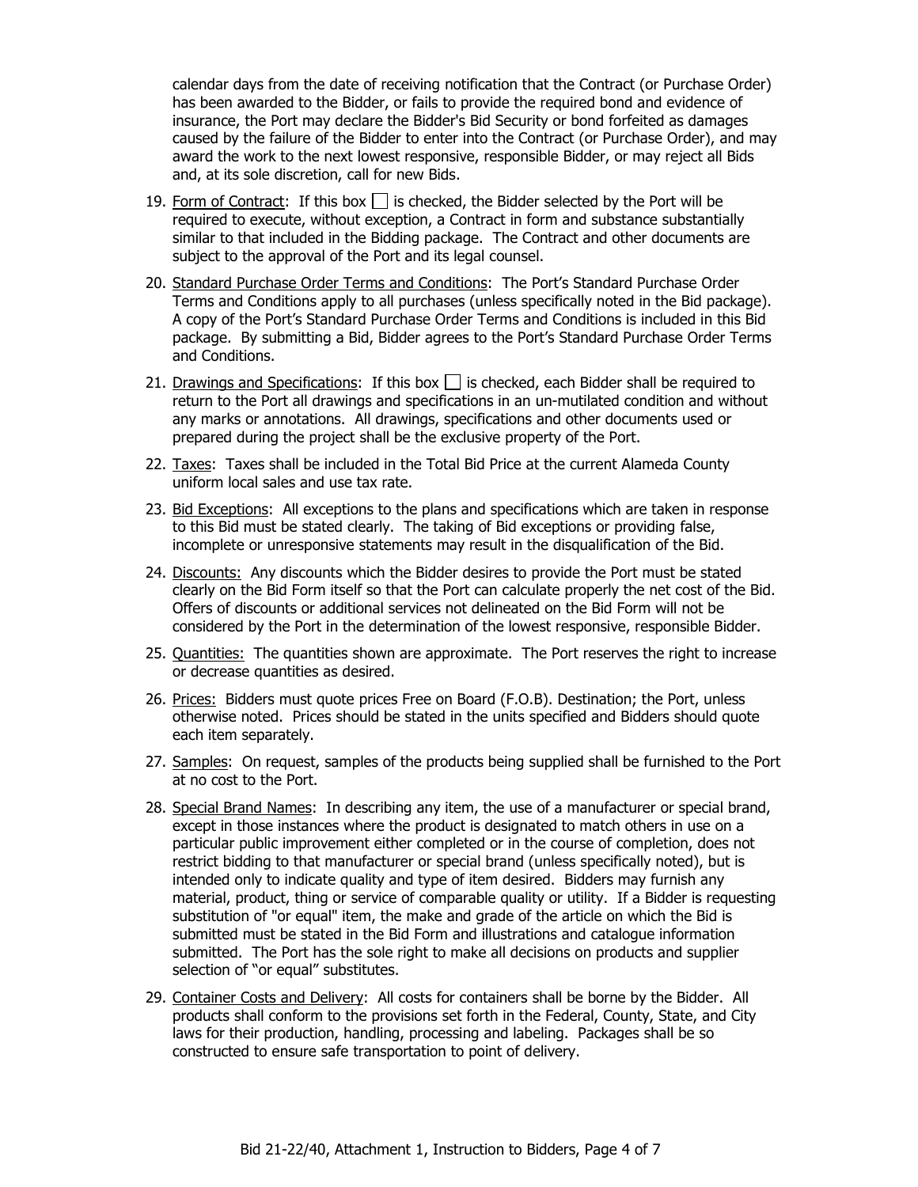calendar days from the date of receiving notification that the Contract (or Purchase Order) has been awarded to the Bidder, or fails to provide the required bond and evidence of insurance, the Port may declare the Bidder's Bid Security or bond forfeited as damages caused by the failure of the Bidder to enter into the Contract (or Purchase Order), and may award the work to the next lowest responsive, responsible Bidder, or may reject all Bids and, at its sole discretion, call for new Bids.

19. Form of Contract: If this box ☐ is checked, the Bidder selected by the Port will be required to execute, without exception, a Contract in form and substance substantially similar to that included in the Bidding package. The Contract and other documents are subject to the approval of the Port and its legal counsel.

20. Standard Purchase Order Terms and Conditions: The Port's Standard Purchase Order Terms and Conditions apply to all purchases (unless specifically noted in the Bid package). A copy of the Port's Standard Purchase Order Terms and Conditions is included in this Bid package. By submitting a Bid, Bidder agrees to the Port's Standard Purchase Order Terms and Conditions.

21. Drawings and Specifications: If this box ☐ is checked, each Bidder shall be required to return to the Port all drawings and specifications in an un-mutilated condition and without any marks or annotations. All drawings, specifications and other documents used or prepared during the project shall be the exclusive property of the Port.

22. Taxes: Taxes shall be included in the Total Bid Price at the current Alameda County uniform local sales and use tax rate.

23. Bid Exceptions: All exceptions to the plans and specifications which are taken in response to this Bid must be stated clearly. The taking of Bid exceptions or providing false, incomplete or unresponsive statements may result in the disqualification of the Bid.

24. Discounts: Any discounts which the Bidder desires to provide the Port must be stated clearly on the Bid Form itself so that the Port can calculate properly the net cost of the Bid. Offers of discounts or additional services not delineated on the Bid Form will not be considered by the Port in the determination of the lowest responsive, responsible Bidder.

25. Quantities: The quantities shown are approximate. The Port reserves the right to increase or decrease quantities as desired.

26. Prices: Bidders must quote prices Free on Board (F.O.B). Destination; the Port, unless otherwise noted. Prices should be stated in the units specified and Bidders should quote each item separately.

27. Samples: On request, samples of the products being supplied shall be furnished to the Port at no cost to the Port.

28. Special Brand Names: In describing any item, the use of a manufacturer or special brand, except in those instances where the product is designated to match others in use on a particular public improvement either completed or in the course of completion, does not restrict bidding to that manufacturer or special brand (unless specifically noted), but is intended only to indicate quality and type of item desired. Bidders may furnish any material, product, thing or service of comparable quality or utility. If a Bidder is requesting substitution of "or equal" item, the make and grade of the article on which the Bid is submitted must be stated in the Bid Form and illustrations and catalogue information submitted. The Port has the sole right to make all decisions on products and supplier selection of "or equal" substitutes.

29. Container Costs and Delivery: All costs for containers shall be borne by the Bidder. All products shall conform to the provisions set forth in the Federal, County, State, and City laws for their production, handling, processing and labeling. Packages shall be so constructed to ensure safe transportation to point of delivery.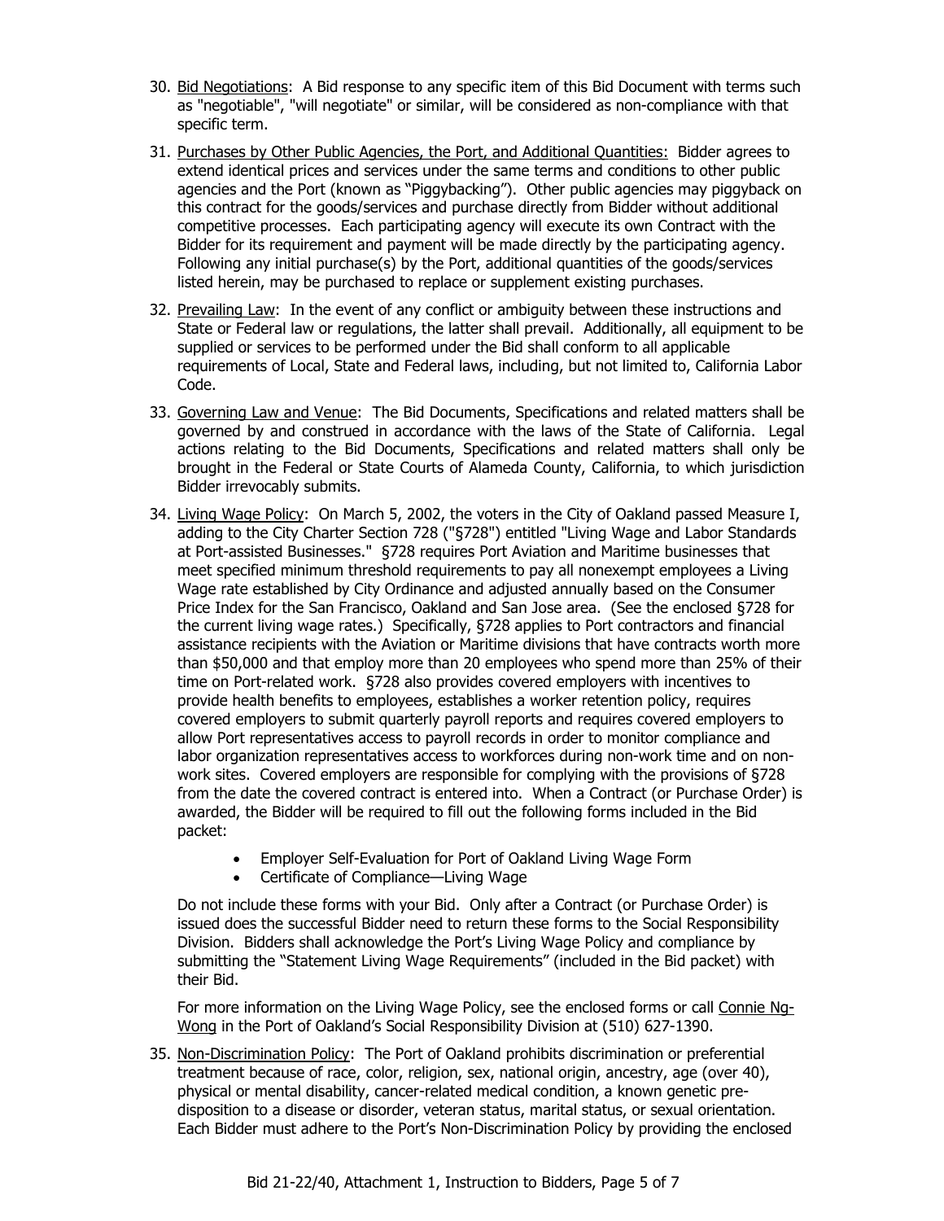30. Bid Negotiations: A Bid response to any specific item of this Bid Document with terms such as "negotiable", "will negotiate" or similar, will be considered as non-compliance with that specific term.

31. Purchases by Other Public Agencies, the Port, and Additional Quantities: Bidder agrees to extend identical prices and services under the same terms and conditions to other public agencies and the Port (known as "Piggybacking"). Other public agencies may piggyback on this contract for the goods/services and purchase directly from Bidder without additional competitive processes. Each participating agency will execute its own Contract with the Bidder for its requirement and payment will be made directly by the participating agency. Following any initial purchase(s) by the Port, additional quantities of the goods/services listed herein, may be purchased to replace or supplement existing purchases.

32. Prevailing Law: In the event of any conflict or ambiguity between these instructions and State or Federal law or regulations, the latter shall prevail. Additionally, all equipment to be supplied or services to be performed under the Bid shall conform to all applicable requirements of Local, State and Federal laws, including, but not limited to, California Labor Code.

33. Governing Law and Venue: The Bid Documents, Specifications and related matters shall be governed by and construed in accordance with the laws of the State of California. Legal actions relating to the Bid Documents, Specifications and related matters shall only be brought in the Federal or State Courts of Alameda County, California, to which jurisdiction Bidder irrevocably submits.

34. Living Wage Policy: On March 5, 2002, the voters in the City of Oakland passed Measure I, adding to the City Charter Section 728 ("§728") entitled "Living Wage and Labor Standards at Port-assisted Businesses." §728 requires Port Aviation and Maritime businesses that meet specified minimum threshold requirements to pay all nonexempt employees a Living Wage rate established by City Ordinance and adjusted annually based on the Consumer Price Index for the San Francisco, Oakland and San Jose area. (See the enclosed §728 for the current living wage rates.) Specifically, §728 applies to Port contractors and financial assistance recipients with the Aviation or Maritime divisions that have contracts worth more than $50,000 and that employ more than 20 employees who spend more than 25% of their time on Port-related work. §728 also provides covered employers with incentives to provide health benefits to employees, establishes a worker retention policy, requires covered employers to submit quarterly payroll reports and requires covered employers to allow Port representatives access to payroll records in order to monitor compliance and labor organization representatives access to workforces during non-work time and on non-work sites. Covered employers are responsible for complying with the provisions of §728 from the date the covered contract is entered into. When a Contract (or Purchase Order) is awarded, the Bidder will be required to fill out the following forms included in the Bid packet:

    - Employer Self-Evaluation for Port of Oakland Living Wage Form
    - Certificate of Compliance—Living Wage

    Do not include these forms with your Bid. Only after a Contract (or Purchase Order) is issued does the successful Bidder need to return these forms to the Social Responsibility Division. Bidders shall acknowledge the Port's Living Wage Policy and compliance by submitting the "Statement Living Wage Requirements" (included in the Bid packet) with their Bid.

    For more information on the Living Wage Policy, see the enclosed forms or call Connie Ng-Wong in the Port of Oakland's Social Responsibility Division at (510) 627-1390.

35. Non-Discrimination Policy: The Port of Oakland prohibits discrimination or preferential treatment because of race, color, religion, sex, national origin, ancestry, age (over 40), physical or mental disability, cancer-related medical condition, a known genetic pre-disposition to a disease or disorder, veteran status, marital status, or sexual orientation. Each Bidder must adhere to the Port's Non-Discrimination Policy by providing the enclosed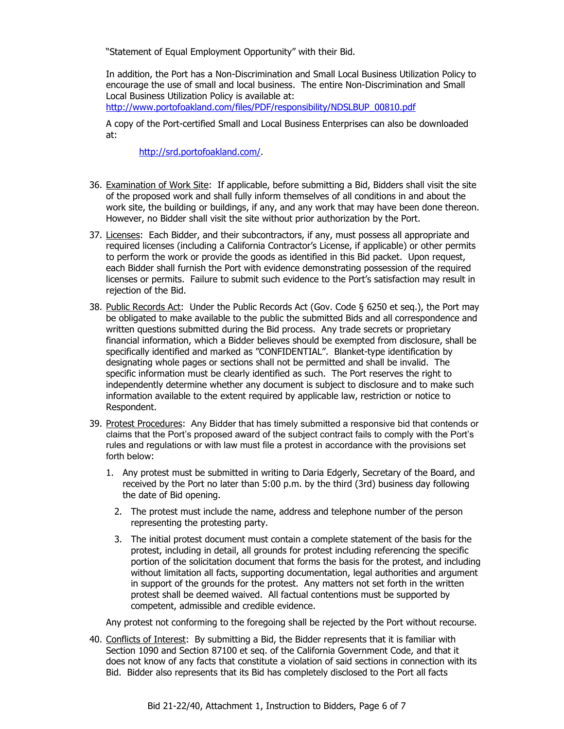"Statement of Equal Employment Opportunity" with their Bid.

In addition, the Port has a Non-Discrimination and Small Local Business Utilization Policy to encourage the use of small and local business. The entire Non-Discrimination and Small Local Business Utilization Policy is available at: http://www.portofoakland.com/files/PDF/responsibility/NDSLBUP_00810.pdf

A copy of the Port-certified Small and Local Business Enterprises can also be downloaded at:

http://srd.portofoakland.com/.

36. Examination of Work Site: If applicable, before submitting a Bid, Bidders shall visit the site of the proposed work and shall fully inform themselves of all conditions in and about the work site, the building or buildings, if any, and any work that may have been done thereon. However, no Bidder shall visit the site without prior authorization by the Port.

37. Licenses: Each Bidder, and their subcontractors, if any, must possess all appropriate and required licenses (including a California Contractor's License, if applicable) or other permits to perform the work or provide the goods as identified in this Bid packet. Upon request, each Bidder shall furnish the Port with evidence demonstrating possession of the required licenses or permits. Failure to submit such evidence to the Port's satisfaction may result in rejection of the Bid.

38. Public Records Act: Under the Public Records Act (Gov. Code § 6250 et seq.), the Port may be obligated to make available to the public the submitted Bids and all correspondence and written questions submitted during the Bid process. Any trade secrets or proprietary financial information, which a Bidder believes should be exempted from disclosure, shall be specifically identified and marked as "CONFIDENTIAL". Blanket-type identification by designating whole pages or sections shall not be permitted and shall be invalid. The specific information must be clearly identified as such. The Port reserves the right to independently determine whether any document is subject to disclosure and to make such information available to the extent required by applicable law, restriction or notice to Respondent.

39. Protest Procedures: Any Bidder that has timely submitted a responsive bid that contends or claims that the Port's proposed award of the subject contract fails to comply with the Port's rules and regulations or with law must file a protest in accordance with the provisions set forth below:

    1. Any protest must be submitted in writing to Daria Edgerly, Secretary of the Board, and received by the Port no later than 5:00 p.m. by the third (3rd) business day following the date of Bid opening.

    2. The protest must include the name, address and telephone number of the person representing the protesting party.

    3. The initial protest document must contain a complete statement of the basis for the protest, including in detail, all grounds for protest including referencing the specific portion of the solicitation document that forms the basis for the protest, and including without limitation all facts, supporting documentation, legal authorities and argument in support of the grounds for the protest. Any matters not set forth in the written protest shall be deemed waived. All factual contentions must be supported by competent, admissible and credible evidence.

    Any protest not conforming to the foregoing shall be rejected by the Port without recourse.

40. Conflicts of Interest: By submitting a Bid, the Bidder represents that it is familiar with Section 1090 and Section 87100 et seq. of the California Government Code, and that it does not know of any facts that constitute a violation of said sections in connection with its Bid. Bidder also represents that its Bid has completely disclosed to the Port all facts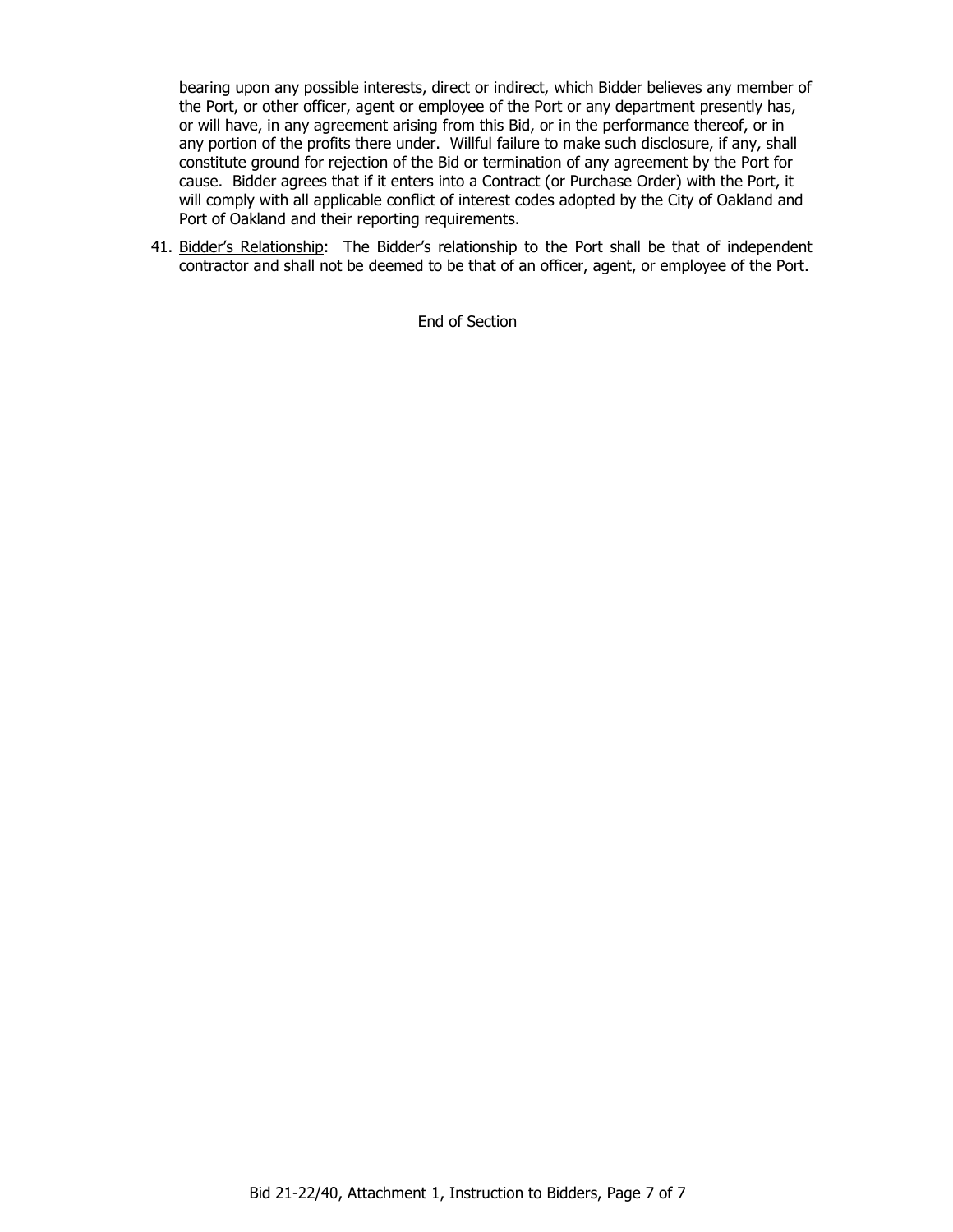bearing upon any possible interests, direct or indirect, which Bidder believes any member of the Port, or other officer, agent or employee of the Port or any department presently has, or will have, in any agreement arising from this Bid, or in the performance thereof, or in any portion of the profits there under. Willful failure to make such disclosure, if any, shall constitute ground for rejection of the Bid or termination of any agreement by the Port for cause. Bidder agrees that if it enters into a Contract (or Purchase Order) with the Port, it will comply with all applicable conflict of interest codes adopted by the City of Oakland and Port of Oakland and their reporting requirements.

41. <u>Bidder's Relationship</u>: The Bidder's relationship to the Port shall be that of independent contractor and shall not be deemed to be that of an officer, agent, or employee of the Port.

End of Section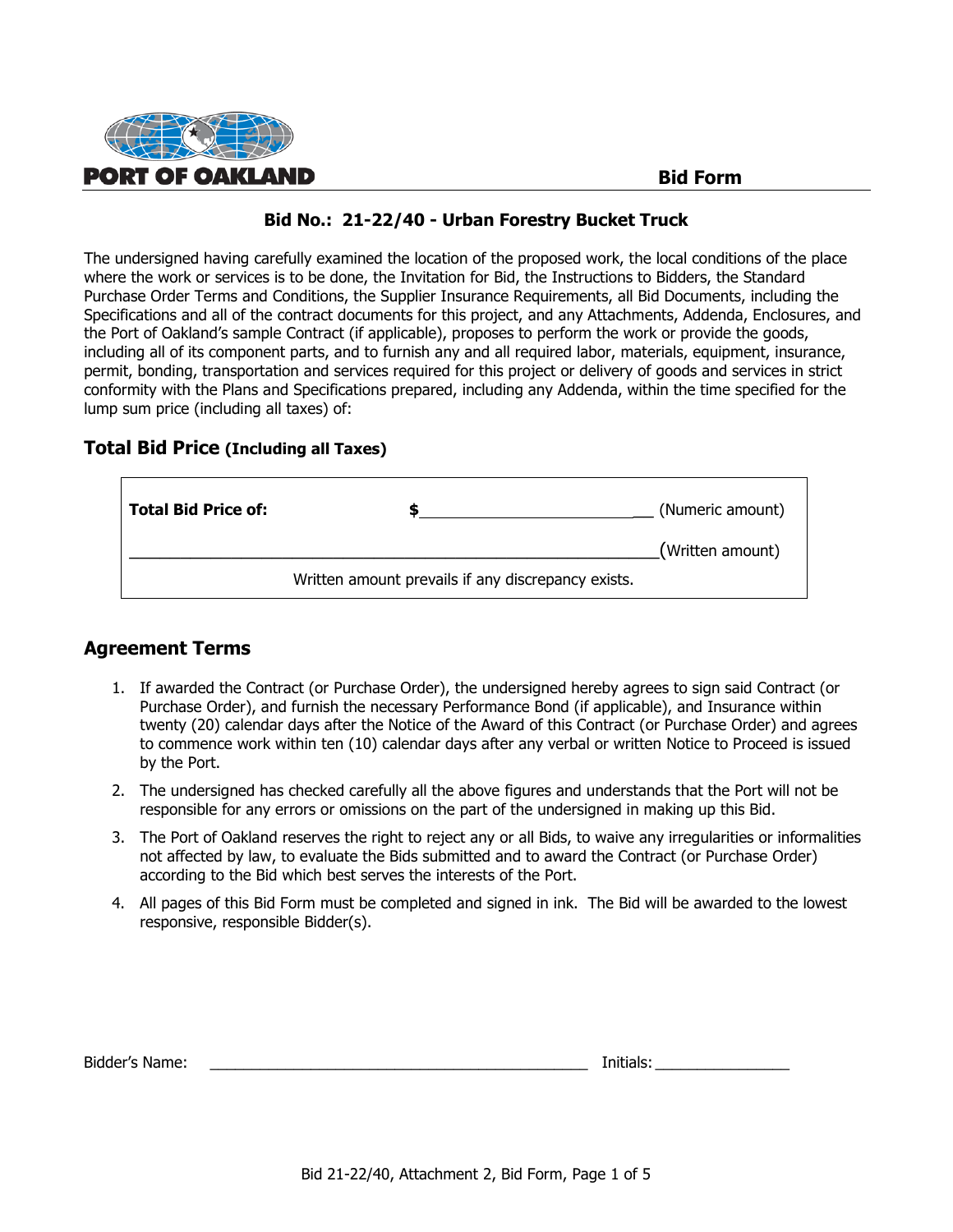PORT OF OAKLAND

## Bid Form

### Bid No.: 21-22/40 - Urban Forestry Bucket Truck

The undersigned having carefully examined the location of the proposed work, the local conditions of the place where the work or services is to be done, the Invitation for Bid, the Instructions to Bidders, the Standard Purchase Order Terms and Conditions, the Supplier Insurance Requirements, all Bid Documents, including the Specifications and all of the contract documents for this project, and any Attachments, Addenda, Enclosures, and the Port of Oakland's sample Contract (if applicable), proposes to perform the work or provide the goods, including all of its component parts, and to furnish any and all required labor, materials, equipment, insurance, permit, bonding, transportation and services required for this project or delivery of goods and services in strict conformity with the Plans and Specifications prepared, including any Addenda, within the time specified for the lump sum price (including all taxes) of:

## Total Bid Price (Including all Taxes)

| | | |
|---|---|---|
| **Total Bid Price of:** | **$**___________________________ | (Numeric amount) |
| ______________________________________________________________ | | (Written amount) |
| Written amount prevails if any discrepancy exists. | | |

## Agreement Terms

1. If awarded the Contract (or Purchase Order), the undersigned hereby agrees to sign said Contract (or Purchase Order), and furnish the necessary Performance Bond (if applicable), and Insurance within twenty (20) calendar days after the Notice of the Award of this Contract (or Purchase Order) and agrees to commence work within ten (10) calendar days after any verbal or written Notice to Proceed is issued by the Port.
2. The undersigned has checked carefully all the above figures and understands that the Port will not be responsible for any errors or omissions on the part of the undersigned in making up this Bid.
3. The Port of Oakland reserves the right to reject any or all Bids, to waive any irregularities or informalities not affected by law, to evaluate the Bids submitted and to award the Contract (or Purchase Order) according to the Bid which best serves the interests of the Port.
4. All pages of this Bid Form must be completed and signed in ink. The Bid will be awarded to the lowest responsive, responsible Bidder(s).

Bidder's Name: ______________________________________________ Initials: ________________

Bid 21-22/40, Attachment 2, Bid Form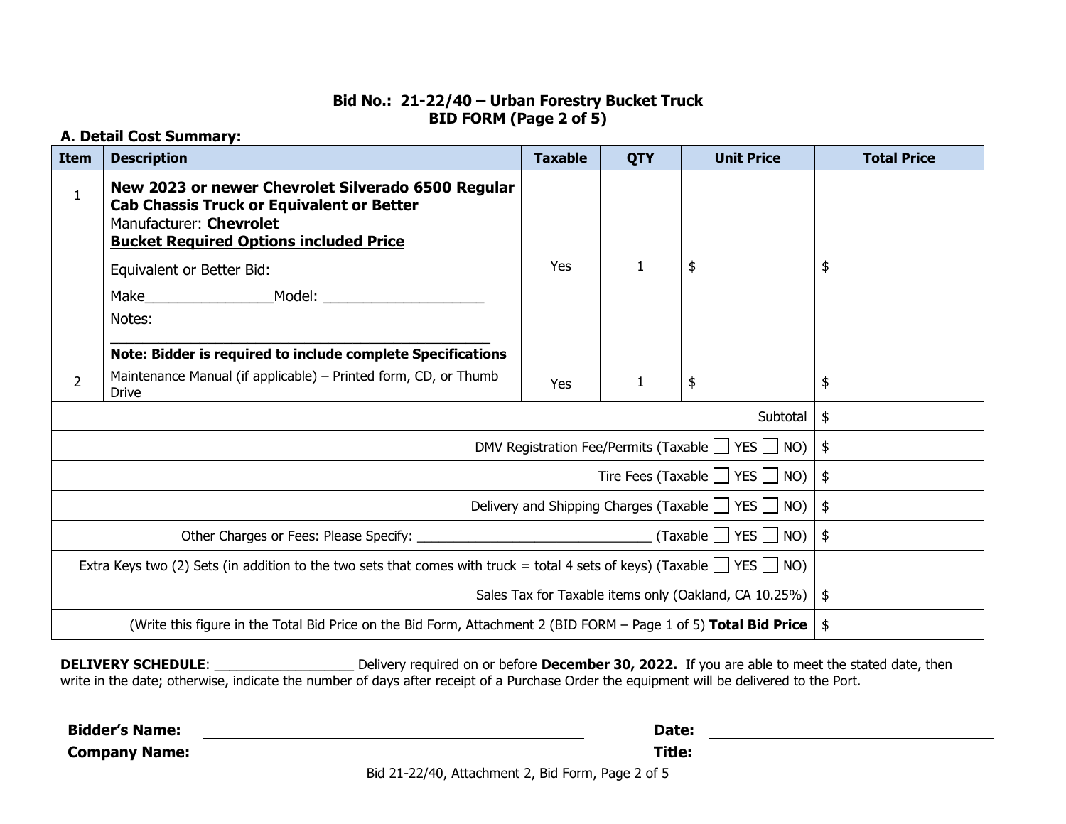**Bid No.: 21-22/40 – Urban Forestry Bucket Truck**
**BID FORM (Page 2 of 5)**

**A. Detail Cost Summary:**

| Item | Description | Taxable | QTY | Unit Price | Total Price |
|---|---|---|---|---|---|
| 1 | **New 2023 or newer Chevrolet Silverado 6500 Regular Cab Chassis Truck or Equivalent or Better** Manufacturer: **Chevrolet** **Bucket Required Options included Price** Equivalent or Better Bid: Make________________Model: ____________________ Notes: ____________________________________________ **Note: Bidder is required to include complete Specifications** | Yes | 1 | $ | $ |
| 2 | Maintenance Manual (if applicable) – Printed form, CD, or Thumb Drive | Yes | 1 | $ | $ |
| | | | | Subtotal | $ |
| | | | | DMV Registration Fee/Permits (Taxable ☐ YES ☐ NO) | $ |
| | | | | Tire Fees (Taxable ☐ YES ☐ NO) | $ |
| | | | | Delivery and Shipping Charges (Taxable ☐ YES ☐ NO) | $ |
| | | | | Other Charges or Fees: Please Specify: _________________________________ (Taxable ☐ YES ☐ NO) | $ |
| | | | | Extra Keys two (2) Sets (in addition to the two sets that comes with truck = total 4 sets of keys) (Taxable ☐ YES ☐ NO) | |
| | | | | Sales Tax for Taxable items only (Oakland, CA 10.25%) | $ |
| | | | | (Write this figure in the Total Bid Price on the Bid Form, Attachment 2 (BID FORM – Page 1 of 5) **Total Bid Price** | $ |

**DELIVERY SCHEDULE**: ___________________ Delivery required on or before **December 30, 2022.** If you are able to meet the stated date, then write in the date; otherwise, indicate the number of days after receipt of a Purchase Order the equipment will be delivered to the Port.

**Bidder's Name:** ______________________________ **Date:** ______________________________

**Company Name:** ______________________________ **Title:** ______________________________

Bid 21-22/40, Attachment 2, Bid Form, Page 2 of 5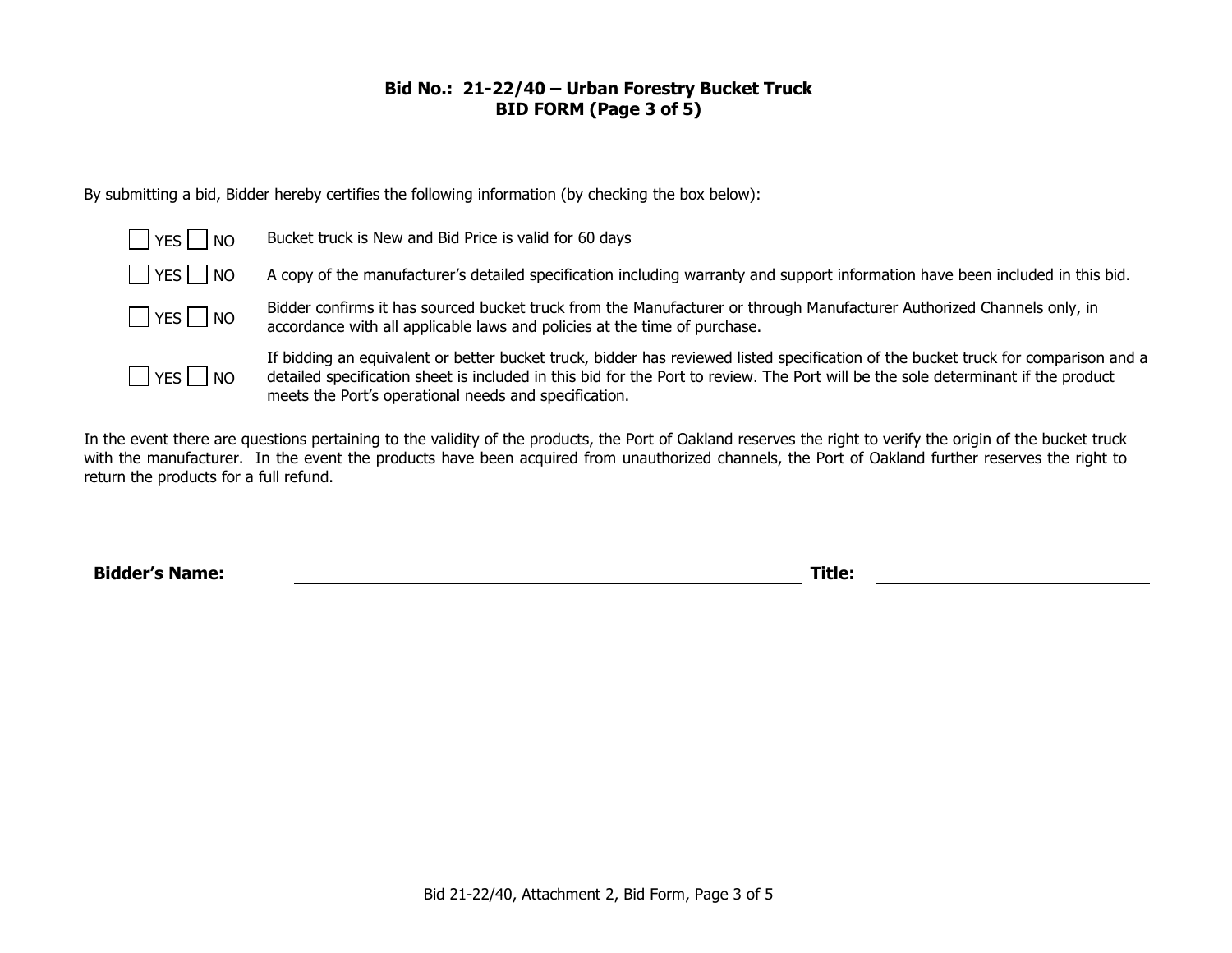## Bid No.: 21-22/40 – Urban Forestry Bucket Truck
## BID FORM (Page 3 of 5)

By submitting a bid, Bidder hereby certifies the following information (by checking the box below):

| | |
|---|---|
| ☐ YES ☐ NO | Bucket truck is New and Bid Price is valid for 60 days |
| ☐ YES ☐ NO | A copy of the manufacturer's detailed specification including warranty and support information have been included in this bid. |
| ☐ YES ☐ NO | Bidder confirms it has sourced bucket truck from the Manufacturer or through Manufacturer Authorized Channels only, in accordance with all applicable laws and policies at the time of purchase. |
| ☐ YES ☐ NO | If bidding an equivalent or better bucket truck, bidder has reviewed listed specification of the bucket truck for comparison and a detailed specification sheet is included in this bid for the Port to review. <u>The Port will be the sole determinant if the product meets the Port's operational needs and specification</u>. |

In the event there are questions pertaining to the validity of the products, the Port of Oakland reserves the right to verify the origin of the bucket truck with the manufacturer. In the event the products have been acquired from unauthorized channels, the Port of Oakland further reserves the right to return the products for a full refund.

**Bidder's Name:** ______________________________ **Title:** ______________________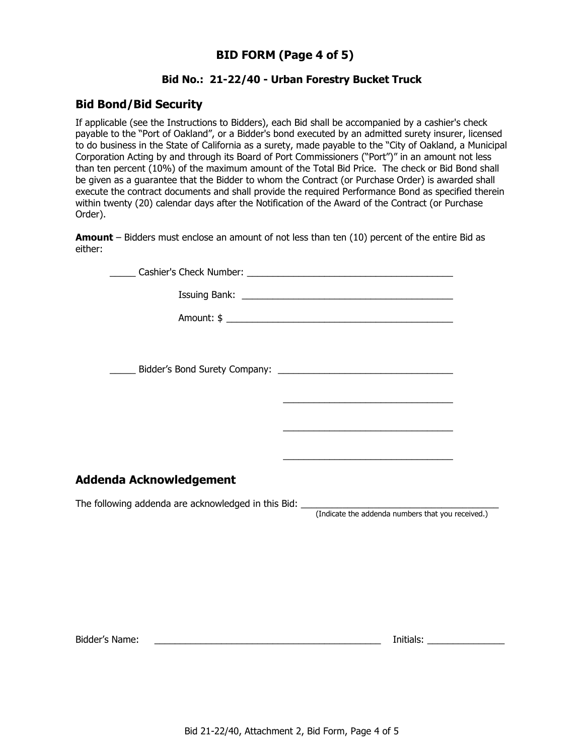# BID FORM (Page 4 of 5)

### Bid No.: 21-22/40 - Urban Forestry Bucket Truck

## Bid Bond/Bid Security

If applicable (see the Instructions to Bidders), each Bid shall be accompanied by a cashier's check payable to the "Port of Oakland", or a Bidder's bond executed by an admitted surety insurer, licensed to do business in the State of California as a surety, made payable to the "City of Oakland, a Municipal Corporation Acting by and through its Board of Port Commissioners ("Port")" in an amount not less than ten percent (10%) of the maximum amount of the Total Bid Price. The check or Bid Bond shall be given as a guarantee that the Bidder to whom the Contract (or Purchase Order) is awarded shall execute the contract documents and shall provide the required Performance Bond as specified therein within twenty (20) calendar days after the Notification of the Award of the Contract (or Purchase Order).

**Amount** – Bidders must enclose an amount of not less than ten (10) percent of the entire Bid as either:

_____ Cashier's Check Number: ________________________________________

Issuing Bank: ________________________________________

Amount: $ ________________________________________

_____ Bidder's Bond Surety Company: ________________________________

________________________________

________________________________

________________________________

## Addenda Acknowledgement

The following addenda are acknowledged in this Bid: ________________________________________
(Indicate the addenda numbers that you received.)

Bidder's Name: ____________________________________________ Initials: _______________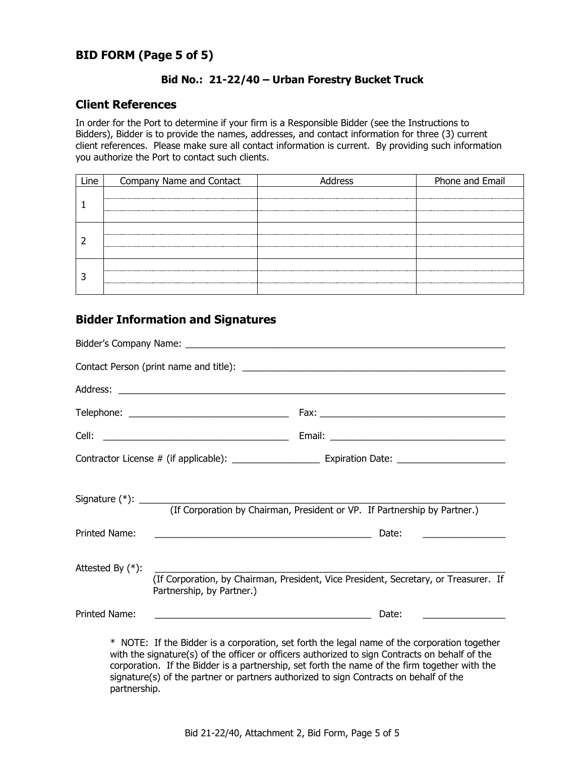## BID FORM (Page 5 of 5)

### Bid No.: 21-22/40 – Urban Forestry Bucket Truck

## Client References

In order for the Port to determine if your firm is a Responsible Bidder (see the Instructions to Bidders), Bidder is to provide the names, addresses, and contact information for three (3) current client references. Please make sure all contact information is current. By providing such information you authorize the Port to contact such clients.

| Line | Company Name and Contact | Address | Phone and Email |
|---|---|---|---|
| 1 | | | |
| 2 | | | |
| 3 | | | |

## Bidder Information and Signatures

Bidder's Company Name: ___________________________________________________________________

Contact Person (print name and title): _____________________________________________________

Address: __________________________________________________________________________

Telephone: ______________________________ Fax: ___________________________________

Cell: __________________________________ Email: _________________________________

Contractor License # (if applicable): ________________ Expiration Date: ____________________

Signature (*): ____________________________________________________________________
(If Corporation by Chairman, President or VP. If Partnership by Partner.)

Printed Name: ________________________________________ Date: _______________

Attested By (*): __________________________________________________________________
(If Corporation, by Chairman, President, Vice President, Secretary, or Treasurer. If Partnership, by Partner.)

Printed Name: ________________________________________ Date: _______________

* NOTE: If the Bidder is a corporation, set forth the legal name of the corporation together with the signature(s) of the officer or officers authorized to sign Contracts on behalf of the corporation. If the Bidder is a partnership, set forth the name of the firm together with the signature(s) of the partner or partners authorized to sign Contracts on behalf of the partnership.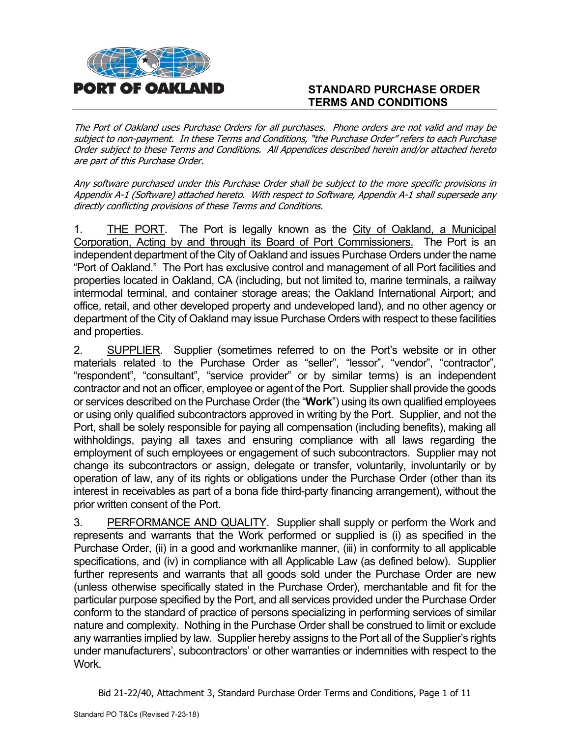PORT OF OAKLAND

# STANDARD PURCHASE ORDER TERMS AND CONDITIONS

*The Port of Oakland uses Purchase Orders for all purchases. Phone orders are not valid and may be subject to non-payment. In these Terms and Conditions, "the Purchase Order" refers to each Purchase Order subject to these Terms and Conditions. All Appendices described herein and/or attached hereto are part of this Purchase Order.*

*Any software purchased under this Purchase Order shall be subject to the more specific provisions in Appendix A-1 (Software) attached hereto. With respect to Software, Appendix A-1 shall supersede any directly conflicting provisions of these Terms and Conditions.*

1. THE PORT. The Port is legally known as the City of Oakland, a Municipal Corporation, Acting by and through its Board of Port Commissioners. The Port is an independent department of the City of Oakland and issues Purchase Orders under the name "Port of Oakland." The Port has exclusive control and management of all Port facilities and properties located in Oakland, CA (including, but not limited to, marine terminals, a railway intermodal terminal, and container storage areas; the Oakland International Airport; and office, retail, and other developed property and undeveloped land), and no other agency or department of the City of Oakland may issue Purchase Orders with respect to these facilities and properties.

2. SUPPLIER. Supplier (sometimes referred to on the Port's website or in other materials related to the Purchase Order as "seller", "lessor", "vendor", "contractor", "respondent", "consultant", "service provider" or by similar terms) is an independent contractor and not an officer, employee or agent of the Port. Supplier shall provide the goods or services described on the Purchase Order (the "**Work**") using its own qualified employees or using only qualified subcontractors approved in writing by the Port. Supplier, and not the Port, shall be solely responsible for paying all compensation (including benefits), making all withholdings, paying all taxes and ensuring compliance with all laws regarding the employment of such employees or engagement of such subcontractors. Supplier may not change its subcontractors or assign, delegate or transfer, voluntarily, involuntarily or by operation of law, any of its rights or obligations under the Purchase Order (other than its interest in receivables as part of a bona fide third-party financing arrangement), without the prior written consent of the Port.

3. PERFORMANCE AND QUALITY. Supplier shall supply or perform the Work and represents and warrants that the Work performed or supplied is (i) as specified in the Purchase Order, (ii) in a good and workmanlike manner, (iii) in conformity to all applicable specifications, and (iv) in compliance with all Applicable Law (as defined below). Supplier further represents and warrants that all goods sold under the Purchase Order are new (unless otherwise specifically stated in the Purchase Order), merchantable and fit for the particular purpose specified by the Port, and all services provided under the Purchase Order conform to the standard of practice of persons specializing in performing services of similar nature and complexity. Nothing in the Purchase Order shall be construed to limit or exclude any warranties implied by law. Supplier hereby assigns to the Port all of the Supplier's rights under manufacturers', subcontractors' or other warranties or indemnities with respect to the Work.

Bid 21-22/40, Attachment 3, Standard Purchase Order Terms and Conditions, Page 1 of 11

Standard PO T&Cs (Revised 7-23-18)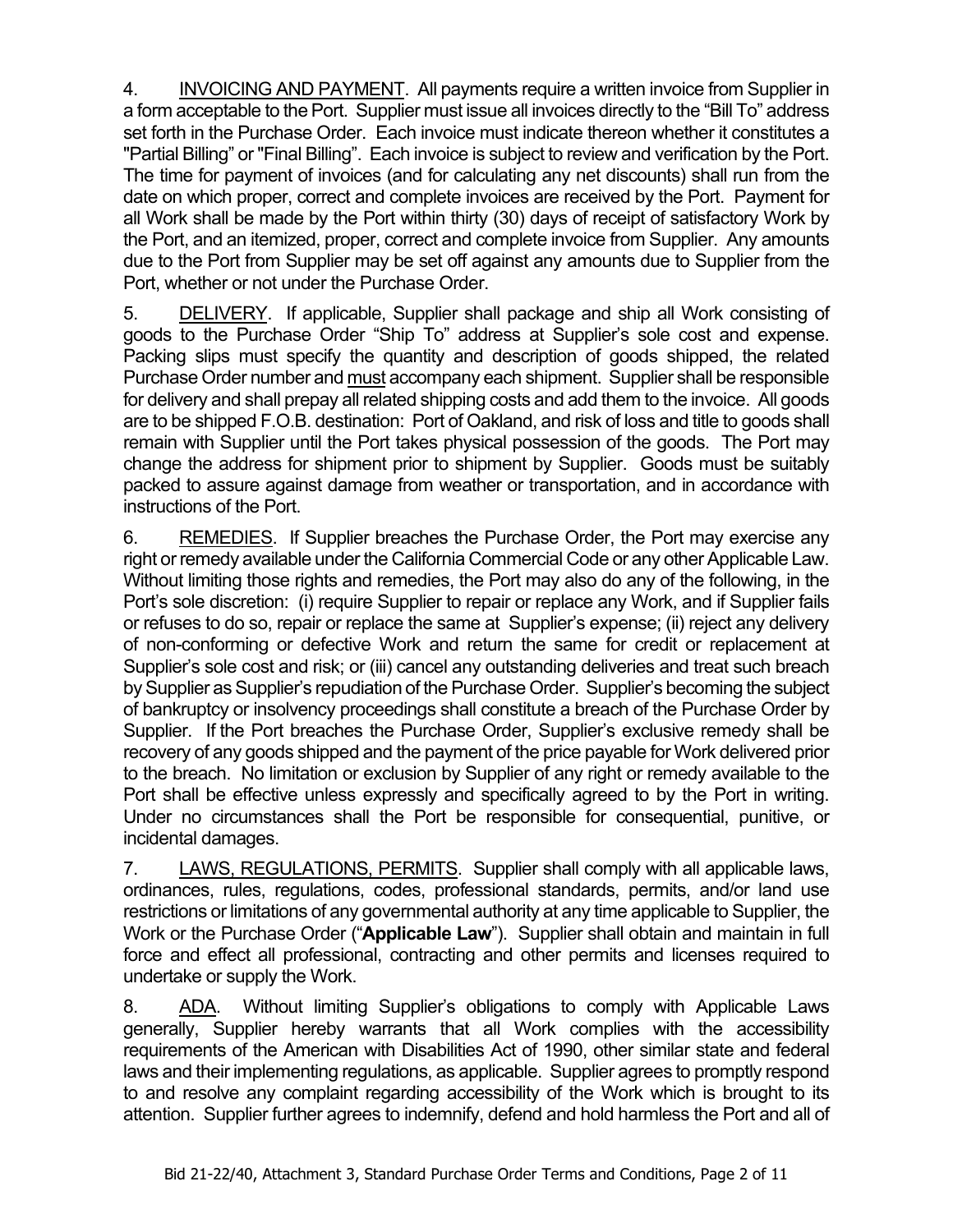4. <u>INVOICING AND PAYMENT</u>. All payments require a written invoice from Supplier in a form acceptable to the Port. Supplier must issue all invoices directly to the "Bill To" address set forth in the Purchase Order. Each invoice must indicate thereon whether it constitutes a "Partial Billing" or "Final Billing". Each invoice is subject to review and verification by the Port. The time for payment of invoices (and for calculating any net discounts) shall run from the date on which proper, correct and complete invoices are received by the Port. Payment for all Work shall be made by the Port within thirty (30) days of receipt of satisfactory Work by the Port, and an itemized, proper, correct and complete invoice from Supplier. Any amounts due to the Port from Supplier may be set off against any amounts due to Supplier from the Port, whether or not under the Purchase Order.

5. <u>DELIVERY</u>. If applicable, Supplier shall package and ship all Work consisting of goods to the Purchase Order "Ship To" address at Supplier's sole cost and expense. Packing slips must specify the quantity and description of goods shipped, the related Purchase Order number and <u>must</u> accompany each shipment. Supplier shall be responsible for delivery and shall prepay all related shipping costs and add them to the invoice. All goods are to be shipped F.O.B. destination: Port of Oakland, and risk of loss and title to goods shall remain with Supplier until the Port takes physical possession of the goods. The Port may change the address for shipment prior to shipment by Supplier. Goods must be suitably packed to assure against damage from weather or transportation, and in accordance with instructions of the Port.

6. <u>REMEDIES</u>. If Supplier breaches the Purchase Order, the Port may exercise any right or remedy available under the California Commercial Code or any other Applicable Law. Without limiting those rights and remedies, the Port may also do any of the following, in the Port's sole discretion: (i) require Supplier to repair or replace any Work, and if Supplier fails or refuses to do so, repair or replace the same at Supplier's expense; (ii) reject any delivery of non-conforming or defective Work and return the same for credit or replacement at Supplier's sole cost and risk; or (iii) cancel any outstanding deliveries and treat such breach by Supplier as Supplier's repudiation of the Purchase Order. Supplier's becoming the subject of bankruptcy or insolvency proceedings shall constitute a breach of the Purchase Order by Supplier. If the Port breaches the Purchase Order, Supplier's exclusive remedy shall be recovery of any goods shipped and the payment of the price payable for Work delivered prior to the breach. No limitation or exclusion by Supplier of any right or remedy available to the Port shall be effective unless expressly and specifically agreed to by the Port in writing. Under no circumstances shall the Port be responsible for consequential, punitive, or incidental damages.

7. <u>LAWS, REGULATIONS, PERMITS</u>. Supplier shall comply with all applicable laws, ordinances, rules, regulations, codes, professional standards, permits, and/or land use restrictions or limitations of any governmental authority at any time applicable to Supplier, the Work or the Purchase Order ("**Applicable Law**"). Supplier shall obtain and maintain in full force and effect all professional, contracting and other permits and licenses required to undertake or supply the Work.

8. <u>ADA</u>. Without limiting Supplier's obligations to comply with Applicable Laws generally, Supplier hereby warrants that all Work complies with the accessibility requirements of the American with Disabilities Act of 1990, other similar state and federal laws and their implementing regulations, as applicable. Supplier agrees to promptly respond to and resolve any complaint regarding accessibility of the Work which is brought to its attention. Supplier further agrees to indemnify, defend and hold harmless the Port and all of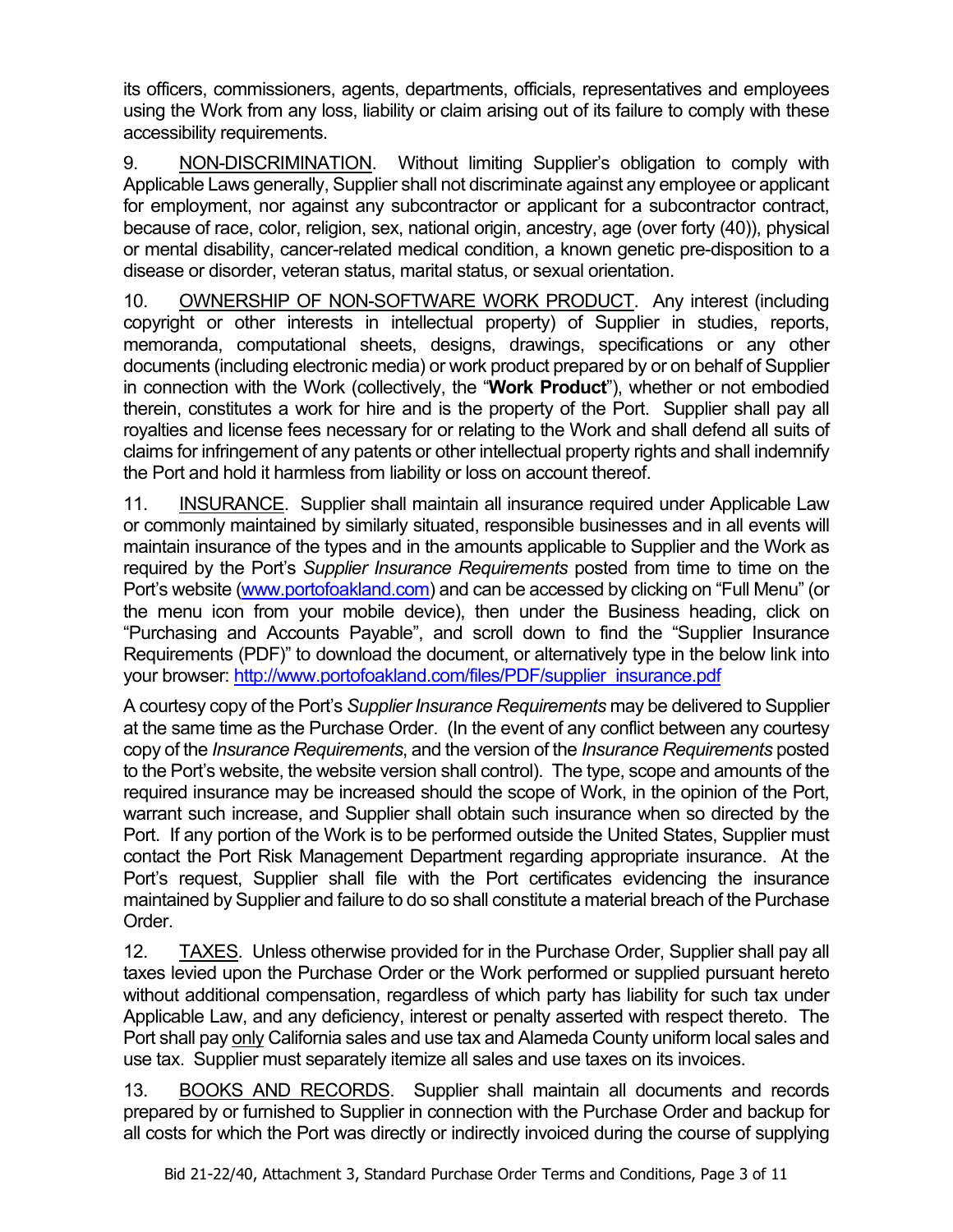its officers, commissioners, agents, departments, officials, representatives and employees using the Work from any loss, liability or claim arising out of its failure to comply with these accessibility requirements.

9. NON-DISCRIMINATION. Without limiting Supplier's obligation to comply with Applicable Laws generally, Supplier shall not discriminate against any employee or applicant for employment, nor against any subcontractor or applicant for a subcontractor contract, because of race, color, religion, sex, national origin, ancestry, age (over forty (40)), physical or mental disability, cancer-related medical condition, a known genetic pre-disposition to a disease or disorder, veteran status, marital status, or sexual orientation.

10. OWNERSHIP OF NON-SOFTWARE WORK PRODUCT. Any interest (including copyright or other interests in intellectual property) of Supplier in studies, reports, memoranda, computational sheets, designs, drawings, specifications or any other documents (including electronic media) or work product prepared by or on behalf of Supplier in connection with the Work (collectively, the "**Work Product**"), whether or not embodied therein, constitutes a work for hire and is the property of the Port. Supplier shall pay all royalties and license fees necessary for or relating to the Work and shall defend all suits of claims for infringement of any patents or other intellectual property rights and shall indemnify the Port and hold it harmless from liability or loss on account thereof.

11. INSURANCE. Supplier shall maintain all insurance required under Applicable Law or commonly maintained by similarly situated, responsible businesses and in all events will maintain insurance of the types and in the amounts applicable to Supplier and the Work as required by the Port's *Supplier Insurance Requirements* posted from time to time on the Port's website (www.portofoakland.com) and can be accessed by clicking on "Full Menu" (or the menu icon from your mobile device), then under the Business heading, click on "Purchasing and Accounts Payable", and scroll down to find the "Supplier Insurance Requirements (PDF)" to download the document, or alternatively type in the below link into your browser: http://www.portofoakland.com/files/PDF/supplier_insurance.pdf

A courtesy copy of the Port's *Supplier Insurance Requirements* may be delivered to Supplier at the same time as the Purchase Order. (In the event of any conflict between any courtesy copy of the *Insurance Requirements*, and the version of the *Insurance Requirements* posted to the Port's website, the website version shall control). The type, scope and amounts of the required insurance may be increased should the scope of Work, in the opinion of the Port, warrant such increase, and Supplier shall obtain such insurance when so directed by the Port. If any portion of the Work is to be performed outside the United States, Supplier must contact the Port Risk Management Department regarding appropriate insurance. At the Port's request, Supplier shall file with the Port certificates evidencing the insurance maintained by Supplier and failure to do so shall constitute a material breach of the Purchase Order.

12. TAXES. Unless otherwise provided for in the Purchase Order, Supplier shall pay all taxes levied upon the Purchase Order or the Work performed or supplied pursuant hereto without additional compensation, regardless of which party has liability for such tax under Applicable Law, and any deficiency, interest or penalty asserted with respect thereto. The Port shall pay only California sales and use tax and Alameda County uniform local sales and use tax. Supplier must separately itemize all sales and use taxes on its invoices.

13. BOOKS AND RECORDS. Supplier shall maintain all documents and records prepared by or furnished to Supplier in connection with the Purchase Order and backup for all costs for which the Port was directly or indirectly invoiced during the course of supplying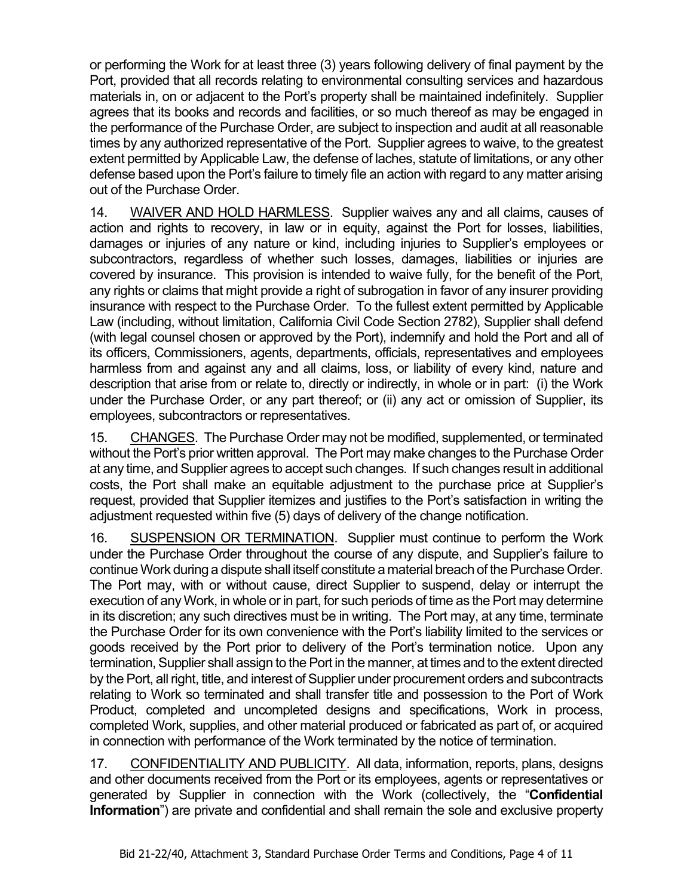or performing the Work for at least three (3) years following delivery of final payment by the Port, provided that all records relating to environmental consulting services and hazardous materials in, on or adjacent to the Port's property shall be maintained indefinitely. Supplier agrees that its books and records and facilities, or so much thereof as may be engaged in the performance of the Purchase Order, are subject to inspection and audit at all reasonable times by any authorized representative of the Port. Supplier agrees to waive, to the greatest extent permitted by Applicable Law, the defense of laches, statute of limitations, or any other defense based upon the Port's failure to timely file an action with regard to any matter arising out of the Purchase Order.

14. <u>WAIVER AND HOLD HARMLESS</u>. Supplier waives any and all claims, causes of action and rights to recovery, in law or in equity, against the Port for losses, liabilities, damages or injuries of any nature or kind, including injuries to Supplier's employees or subcontractors, regardless of whether such losses, damages, liabilities or injuries are covered by insurance. This provision is intended to waive fully, for the benefit of the Port, any rights or claims that might provide a right of subrogation in favor of any insurer providing insurance with respect to the Purchase Order. To the fullest extent permitted by Applicable Law (including, without limitation, California Civil Code Section 2782), Supplier shall defend (with legal counsel chosen or approved by the Port), indemnify and hold the Port and all of its officers, Commissioners, agents, departments, officials, representatives and employees harmless from and against any and all claims, loss, or liability of every kind, nature and description that arise from or relate to, directly or indirectly, in whole or in part: (i) the Work under the Purchase Order, or any part thereof; or (ii) any act or omission of Supplier, its employees, subcontractors or representatives.

15. <u>CHANGES</u>. The Purchase Order may not be modified, supplemented, or terminated without the Port's prior written approval. The Port may make changes to the Purchase Order at any time, and Supplier agrees to accept such changes. If such changes result in additional costs, the Port shall make an equitable adjustment to the purchase price at Supplier's request, provided that Supplier itemizes and justifies to the Port's satisfaction in writing the adjustment requested within five (5) days of delivery of the change notification.

16. <u>SUSPENSION OR TERMINATION</u>. Supplier must continue to perform the Work under the Purchase Order throughout the course of any dispute, and Supplier's failure to continue Work during a dispute shall itself constitute a material breach of the Purchase Order. The Port may, with or without cause, direct Supplier to suspend, delay or interrupt the execution of any Work, in whole or in part, for such periods of time as the Port may determine in its discretion; any such directives must be in writing. The Port may, at any time, terminate the Purchase Order for its own convenience with the Port's liability limited to the services or goods received by the Port prior to delivery of the Port's termination notice. Upon any termination, Supplier shall assign to the Port in the manner, at times and to the extent directed by the Port, all right, title, and interest of Supplier under procurement orders and subcontracts relating to Work so terminated and shall transfer title and possession to the Port of Work Product, completed and uncompleted designs and specifications, Work in process, completed Work, supplies, and other material produced or fabricated as part of, or acquired in connection with performance of the Work terminated by the notice of termination.

17. <u>CONFIDENTIALITY AND PUBLICITY</u>. All data, information, reports, plans, designs and other documents received from the Port or its employees, agents or representatives or generated by Supplier in connection with the Work (collectively, the "**Confidential Information**") are private and confidential and shall remain the sole and exclusive property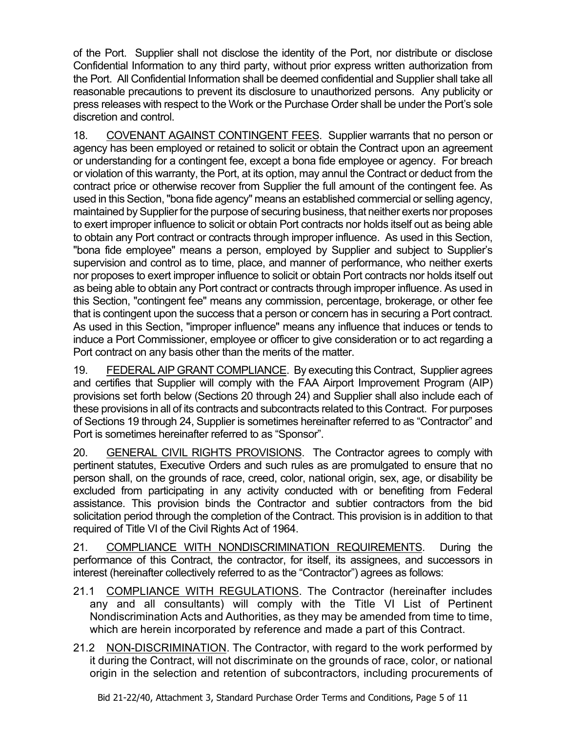of the Port. Supplier shall not disclose the identity of the Port, nor distribute or disclose Confidential Information to any third party, without prior express written authorization from the Port. All Confidential Information shall be deemed confidential and Supplier shall take all reasonable precautions to prevent its disclosure to unauthorized persons. Any publicity or press releases with respect to the Work or the Purchase Order shall be under the Port's sole discretion and control.

18. COVENANT AGAINST CONTINGENT FEES. Supplier warrants that no person or agency has been employed or retained to solicit or obtain the Contract upon an agreement or understanding for a contingent fee, except a bona fide employee or agency. For breach or violation of this warranty, the Port, at its option, may annul the Contract or deduct from the contract price or otherwise recover from Supplier the full amount of the contingent fee. As used in this Section, "bona fide agency" means an established commercial or selling agency, maintained by Supplier for the purpose of securing business, that neither exerts nor proposes to exert improper influence to solicit or obtain Port contracts nor holds itself out as being able to obtain any Port contract or contracts through improper influence. As used in this Section, "bona fide employee" means a person, employed by Supplier and subject to Supplier's supervision and control as to time, place, and manner of performance, who neither exerts nor proposes to exert improper influence to solicit or obtain Port contracts nor holds itself out as being able to obtain any Port contract or contracts through improper influence. As used in this Section, "contingent fee" means any commission, percentage, brokerage, or other fee that is contingent upon the success that a person or concern has in securing a Port contract. As used in this Section, "improper influence" means any influence that induces or tends to induce a Port Commissioner, employee or officer to give consideration or to act regarding a Port contract on any basis other than the merits of the matter.

19. FEDERAL AIP GRANT COMPLIANCE. By executing this Contract, Supplier agrees and certifies that Supplier will comply with the FAA Airport Improvement Program (AIP) provisions set forth below (Sections 20 through 24) and Supplier shall also include each of these provisions in all of its contracts and subcontracts related to this Contract. For purposes of Sections 19 through 24, Supplier is sometimes hereinafter referred to as "Contractor" and Port is sometimes hereinafter referred to as "Sponsor".

20. GENERAL CIVIL RIGHTS PROVISIONS. The Contractor agrees to comply with pertinent statutes, Executive Orders and such rules as are promulgated to ensure that no person shall, on the grounds of race, creed, color, national origin, sex, age, or disability be excluded from participating in any activity conducted with or benefiting from Federal assistance. This provision binds the Contractor and subtier contractors from the bid solicitation period through the completion of the Contract. This provision is in addition to that required of Title VI of the Civil Rights Act of 1964.

21. COMPLIANCE WITH NONDISCRIMINATION REQUIREMENTS. During the performance of this Contract, the contractor, for itself, its assignees, and successors in interest (hereinafter collectively referred to as the "Contractor") agrees as follows:

21.1 COMPLIANCE WITH REGULATIONS. The Contractor (hereinafter includes any and all consultants) will comply with the Title VI List of Pertinent Nondiscrimination Acts and Authorities, as they may be amended from time to time, which are herein incorporated by reference and made a part of this Contract.

21.2 NON-DISCRIMINATION. The Contractor, with regard to the work performed by it during the Contract, will not discriminate on the grounds of race, color, or national origin in the selection and retention of subcontractors, including procurements of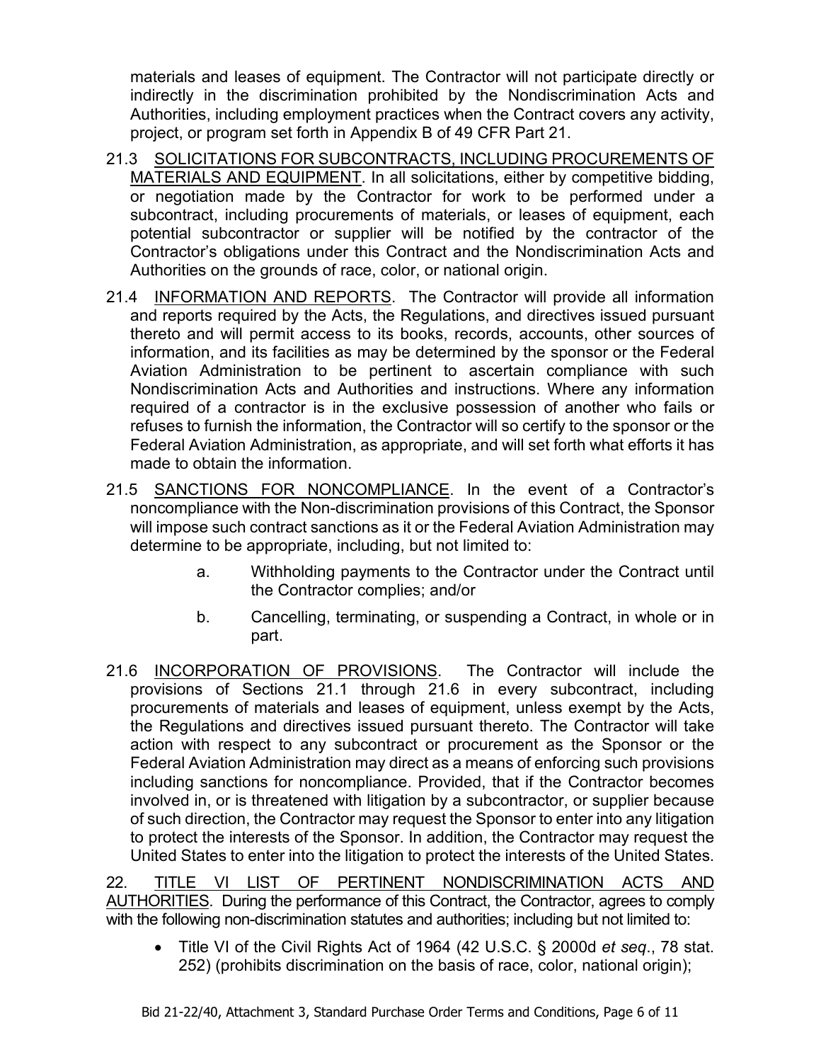materials and leases of equipment. The Contractor will not participate directly or indirectly in the discrimination prohibited by the Nondiscrimination Acts and Authorities, including employment practices when the Contract covers any activity, project, or program set forth in Appendix B of 49 CFR Part 21.

21.3 <u>SOLICITATIONS FOR SUBCONTRACTS, INCLUDING PROCUREMENTS OF MATERIALS AND EQUIPMENT</u>. In all solicitations, either by competitive bidding, or negotiation made by the Contractor for work to be performed under a subcontract, including procurements of materials, or leases of equipment, each potential subcontractor or supplier will be notified by the contractor of the Contractor's obligations under this Contract and the Nondiscrimination Acts and Authorities on the grounds of race, color, or national origin.

21.4 <u>INFORMATION AND REPORTS</u>. The Contractor will provide all information and reports required by the Acts, the Regulations, and directives issued pursuant thereto and will permit access to its books, records, accounts, other sources of information, and its facilities as may be determined by the sponsor or the Federal Aviation Administration to be pertinent to ascertain compliance with such Nondiscrimination Acts and Authorities and instructions. Where any information required of a contractor is in the exclusive possession of another who fails or refuses to furnish the information, the Contractor will so certify to the sponsor or the Federal Aviation Administration, as appropriate, and will set forth what efforts it has made to obtain the information.

21.5 <u>SANCTIONS FOR NONCOMPLIANCE</u>. In the event of a Contractor's noncompliance with the Non-discrimination provisions of this Contract, the Sponsor will impose such contract sanctions as it or the Federal Aviation Administration may determine to be appropriate, including, but not limited to:

a. Withholding payments to the Contractor under the Contract until the Contractor complies; and/or

b. Cancelling, terminating, or suspending a Contract, in whole or in part.

21.6 <u>INCORPORATION OF PROVISIONS</u>. The Contractor will include the provisions of Sections 21.1 through 21.6 in every subcontract, including procurements of materials and leases of equipment, unless exempt by the Acts, the Regulations and directives issued pursuant thereto. The Contractor will take action with respect to any subcontract or procurement as the Sponsor or the Federal Aviation Administration may direct as a means of enforcing such provisions including sanctions for noncompliance. Provided, that if the Contractor becomes involved in, or is threatened with litigation by a subcontractor, or supplier because of such direction, the Contractor may request the Sponsor to enter into any litigation to protect the interests of the Sponsor. In addition, the Contractor may request the United States to enter into the litigation to protect the interests of the United States.

22. <u>TITLE VI LIST OF PERTINENT NONDISCRIMINATION ACTS AND AUTHORITIES</u>. During the performance of this Contract, the Contractor, agrees to comply with the following non-discrimination statutes and authorities; including but not limited to:

- Title VI of the Civil Rights Act of 1964 (42 U.S.C. § 2000d *et seq*., 78 stat. 252) (prohibits discrimination on the basis of race, color, national origin);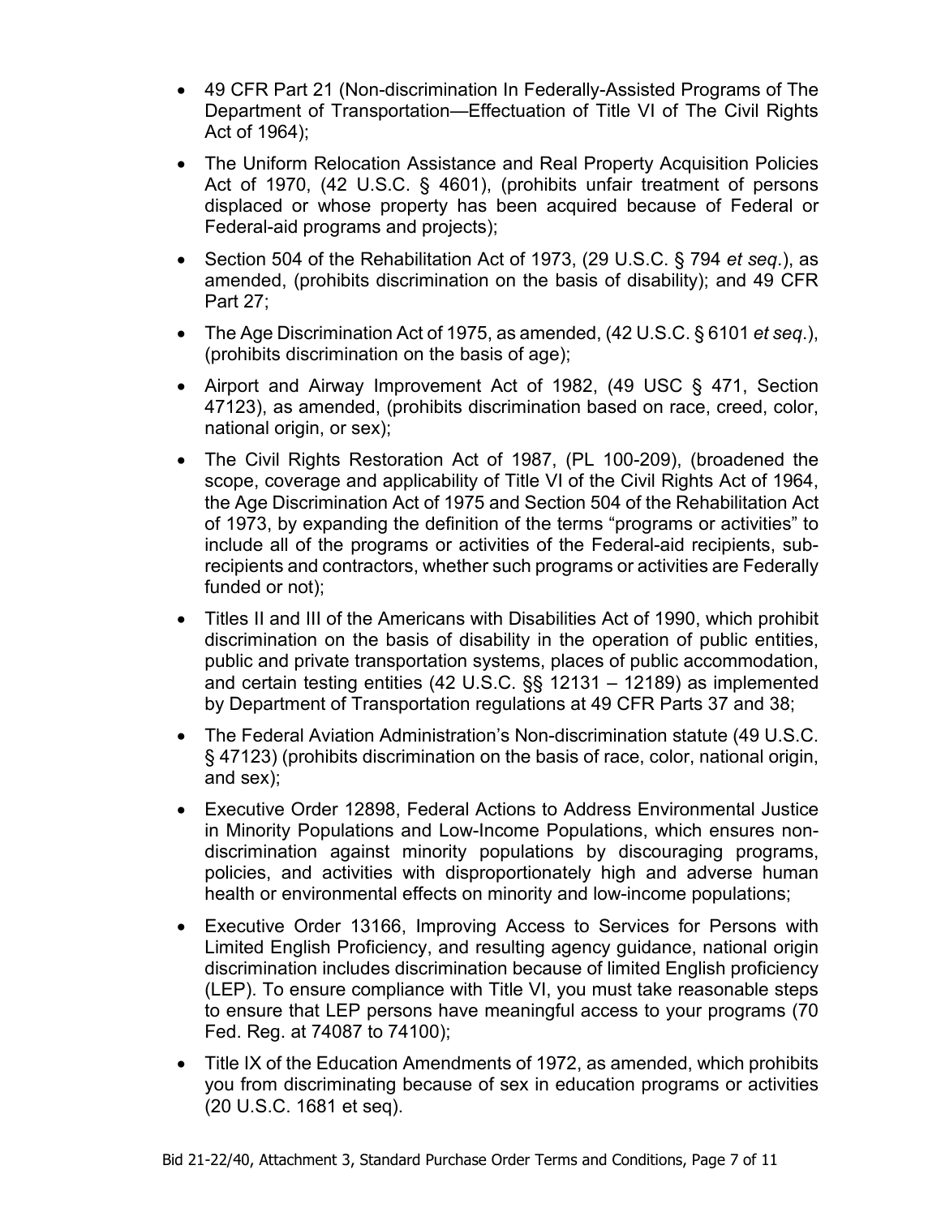- 49 CFR Part 21 (Non-discrimination In Federally-Assisted Programs of The Department of Transportation—Effectuation of Title VI of The Civil Rights Act of 1964);
- The Uniform Relocation Assistance and Real Property Acquisition Policies Act of 1970, (42 U.S.C. § 4601), (prohibits unfair treatment of persons displaced or whose property has been acquired because of Federal or Federal-aid programs and projects);
- Section 504 of the Rehabilitation Act of 1973, (29 U.S.C. § 794 *et seq*.), as amended, (prohibits discrimination on the basis of disability); and 49 CFR Part 27;
- The Age Discrimination Act of 1975, as amended, (42 U.S.C. § 6101 *et seq*.), (prohibits discrimination on the basis of age);
- Airport and Airway Improvement Act of 1982, (49 USC § 471, Section 47123), as amended, (prohibits discrimination based on race, creed, color, national origin, or sex);
- The Civil Rights Restoration Act of 1987, (PL 100-209), (broadened the scope, coverage and applicability of Title VI of the Civil Rights Act of 1964, the Age Discrimination Act of 1975 and Section 504 of the Rehabilitation Act of 1973, by expanding the definition of the terms "programs or activities" to include all of the programs or activities of the Federal-aid recipients, sub-recipients and contractors, whether such programs or activities are Federally funded or not);
- Titles II and III of the Americans with Disabilities Act of 1990, which prohibit discrimination on the basis of disability in the operation of public entities, public and private transportation systems, places of public accommodation, and certain testing entities (42 U.S.C. §§ 12131 – 12189) as implemented by Department of Transportation regulations at 49 CFR Parts 37 and 38;
- The Federal Aviation Administration's Non-discrimination statute (49 U.S.C. § 47123) (prohibits discrimination on the basis of race, color, national origin, and sex);
- Executive Order 12898, Federal Actions to Address Environmental Justice in Minority Populations and Low-Income Populations, which ensures non-discrimination against minority populations by discouraging programs, policies, and activities with disproportionately high and adverse human health or environmental effects on minority and low-income populations;
- Executive Order 13166, Improving Access to Services for Persons with Limited English Proficiency, and resulting agency guidance, national origin discrimination includes discrimination because of limited English proficiency (LEP). To ensure compliance with Title VI, you must take reasonable steps to ensure that LEP persons have meaningful access to your programs (70 Fed. Reg. at 74087 to 74100);
- Title IX of the Education Amendments of 1972, as amended, which prohibits you from discriminating because of sex in education programs or activities (20 U.S.C. 1681 et seq).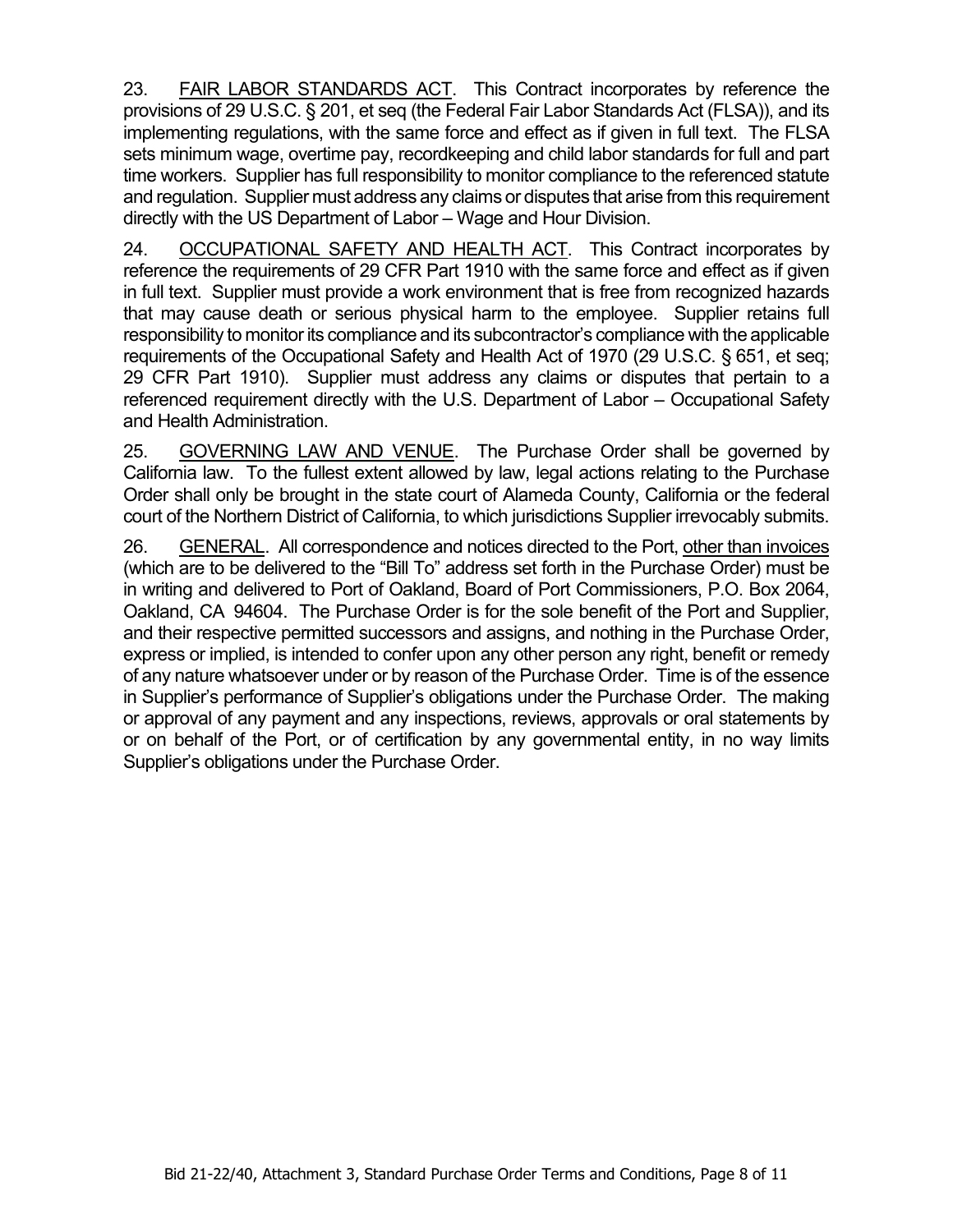23. FAIR LABOR STANDARDS ACT. This Contract incorporates by reference the provisions of 29 U.S.C. § 201, et seq (the Federal Fair Labor Standards Act (FLSA)), and its implementing regulations, with the same force and effect as if given in full text. The FLSA sets minimum wage, overtime pay, recordkeeping and child labor standards for full and part time workers. Supplier has full responsibility to monitor compliance to the referenced statute and regulation. Supplier must address any claims or disputes that arise from this requirement directly with the US Department of Labor – Wage and Hour Division.

24. OCCUPATIONAL SAFETY AND HEALTH ACT. This Contract incorporates by reference the requirements of 29 CFR Part 1910 with the same force and effect as if given in full text. Supplier must provide a work environment that is free from recognized hazards that may cause death or serious physical harm to the employee. Supplier retains full responsibility to monitor its compliance and its subcontractor's compliance with the applicable requirements of the Occupational Safety and Health Act of 1970 (29 U.S.C. § 651, et seq; 29 CFR Part 1910). Supplier must address any claims or disputes that pertain to a referenced requirement directly with the U.S. Department of Labor – Occupational Safety and Health Administration.

25. GOVERNING LAW AND VENUE. The Purchase Order shall be governed by California law. To the fullest extent allowed by law, legal actions relating to the Purchase Order shall only be brought in the state court of Alameda County, California or the federal court of the Northern District of California, to which jurisdictions Supplier irrevocably submits.

26. GENERAL. All correspondence and notices directed to the Port, other than invoices (which are to be delivered to the "Bill To" address set forth in the Purchase Order) must be in writing and delivered to Port of Oakland, Board of Port Commissioners, P.O. Box 2064, Oakland, CA 94604. The Purchase Order is for the sole benefit of the Port and Supplier, and their respective permitted successors and assigns, and nothing in the Purchase Order, express or implied, is intended to confer upon any other person any right, benefit or remedy of any nature whatsoever under or by reason of the Purchase Order. Time is of the essence in Supplier's performance of Supplier's obligations under the Purchase Order. The making or approval of any payment and any inspections, reviews, approvals or oral statements by or on behalf of the Port, or of certification by any governmental entity, in no way limits Supplier's obligations under the Purchase Order.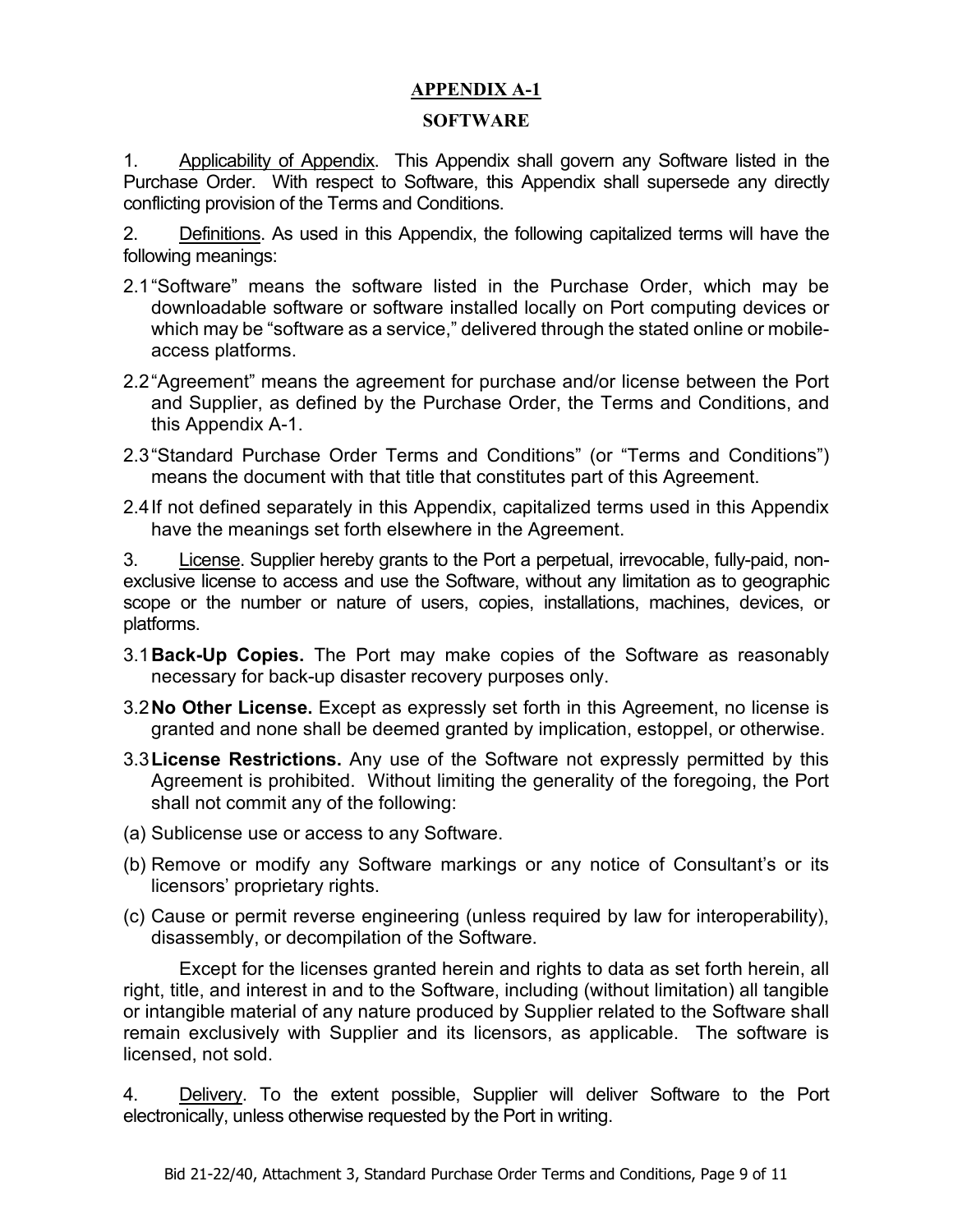## APPENDIX A-1

## SOFTWARE

1. Applicability of Appendix. This Appendix shall govern any Software listed in the Purchase Order. With respect to Software, this Appendix shall supersede any directly conflicting provision of the Terms and Conditions.

2. Definitions. As used in this Appendix, the following capitalized terms will have the following meanings:

2.1 "Software" means the software listed in the Purchase Order, which may be downloadable software or software installed locally on Port computing devices or which may be "software as a service," delivered through the stated online or mobile-access platforms.

2.2 "Agreement" means the agreement for purchase and/or license between the Port and Supplier, as defined by the Purchase Order, the Terms and Conditions, and this Appendix A-1.

2.3 "Standard Purchase Order Terms and Conditions" (or "Terms and Conditions") means the document with that title that constitutes part of this Agreement.

2.4 If not defined separately in this Appendix, capitalized terms used in this Appendix have the meanings set forth elsewhere in the Agreement.

3. License. Supplier hereby grants to the Port a perpetual, irrevocable, fully-paid, non-exclusive license to access and use the Software, without any limitation as to geographic scope or the number or nature of users, copies, installations, machines, devices, or platforms.

3.1 **Back-Up Copies.** The Port may make copies of the Software as reasonably necessary for back-up disaster recovery purposes only.

3.2 **No Other License.** Except as expressly set forth in this Agreement, no license is granted and none shall be deemed granted by implication, estoppel, or otherwise.

3.3 **License Restrictions.** Any use of the Software not expressly permitted by this Agreement is prohibited. Without limiting the generality of the foregoing, the Port shall not commit any of the following:

(a) Sublicense use or access to any Software.

(b) Remove or modify any Software markings or any notice of Consultant's or its licensors' proprietary rights.

(c) Cause or permit reverse engineering (unless required by law for interoperability), disassembly, or decompilation of the Software.

Except for the licenses granted herein and rights to data as set forth herein, all right, title, and interest in and to the Software, including (without limitation) all tangible or intangible material of any nature produced by Supplier related to the Software shall remain exclusively with Supplier and its licensors, as applicable. The software is licensed, not sold.

4. Delivery. To the extent possible, Supplier will deliver Software to the Port electronically, unless otherwise requested by the Port in writing.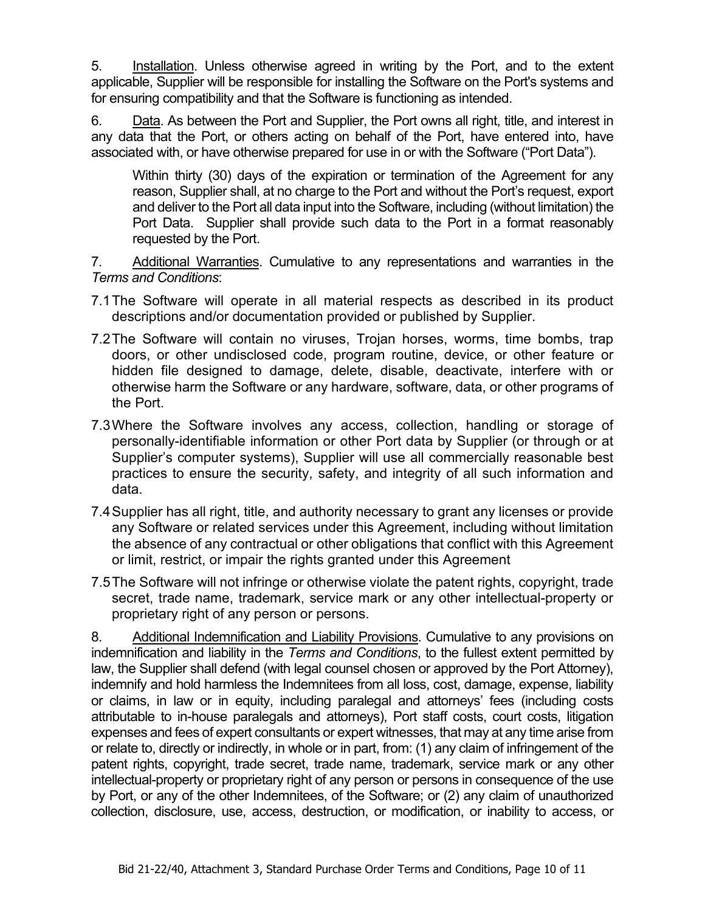5. Installation. Unless otherwise agreed in writing by the Port, and to the extent applicable, Supplier will be responsible for installing the Software on the Port's systems and for ensuring compatibility and that the Software is functioning as intended.

6. Data. As between the Port and Supplier, the Port owns all right, title, and interest in any data that the Port, or others acting on behalf of the Port, have entered into, have associated with, or have otherwise prepared for use in or with the Software ("Port Data").

> Within thirty (30) days of the expiration or termination of the Agreement for any reason, Supplier shall, at no charge to the Port and without the Port's request, export and deliver to the Port all data input into the Software, including (without limitation) the Port Data. Supplier shall provide such data to the Port in a format reasonably requested by the Port.

7. Additional Warranties. Cumulative to any representations and warranties in the *Terms and Conditions*:

7.1 The Software will operate in all material respects as described in its product descriptions and/or documentation provided or published by Supplier.

7.2 The Software will contain no viruses, Trojan horses, worms, time bombs, trap doors, or other undisclosed code, program routine, device, or other feature or hidden file designed to damage, delete, disable, deactivate, interfere with or otherwise harm the Software or any hardware, software, data, or other programs of the Port.

7.3 Where the Software involves any access, collection, handling or storage of personally-identifiable information or other Port data by Supplier (or through or at Supplier's computer systems), Supplier will use all commercially reasonable best practices to ensure the security, safety, and integrity of all such information and data.

7.4 Supplier has all right, title, and authority necessary to grant any licenses or provide any Software or related services under this Agreement, including without limitation the absence of any contractual or other obligations that conflict with this Agreement or limit, restrict, or impair the rights granted under this Agreement

7.5 The Software will not infringe or otherwise violate the patent rights, copyright, trade secret, trade name, trademark, service mark or any other intellectual-property or proprietary right of any person or persons.

8. Additional Indemnification and Liability Provisions. Cumulative to any provisions on indemnification and liability in the *Terms and Conditions*, to the fullest extent permitted by law, the Supplier shall defend (with legal counsel chosen or approved by the Port Attorney), indemnify and hold harmless the Indemnitees from all loss, cost, damage, expense, liability or claims, in law or in equity, including paralegal and attorneys' fees (including costs attributable to in-house paralegals and attorneys), Port staff costs, court costs, litigation expenses and fees of expert consultants or expert witnesses, that may at any time arise from or relate to, directly or indirectly, in whole or in part, from: (1) any claim of infringement of the patent rights, copyright, trade secret, trade name, trademark, service mark or any other intellectual-property or proprietary right of any person or persons in consequence of the use by Port, or any of the other Indemnitees, of the Software; or (2) any claim of unauthorized collection, disclosure, use, access, destruction, or modification, or inability to access, or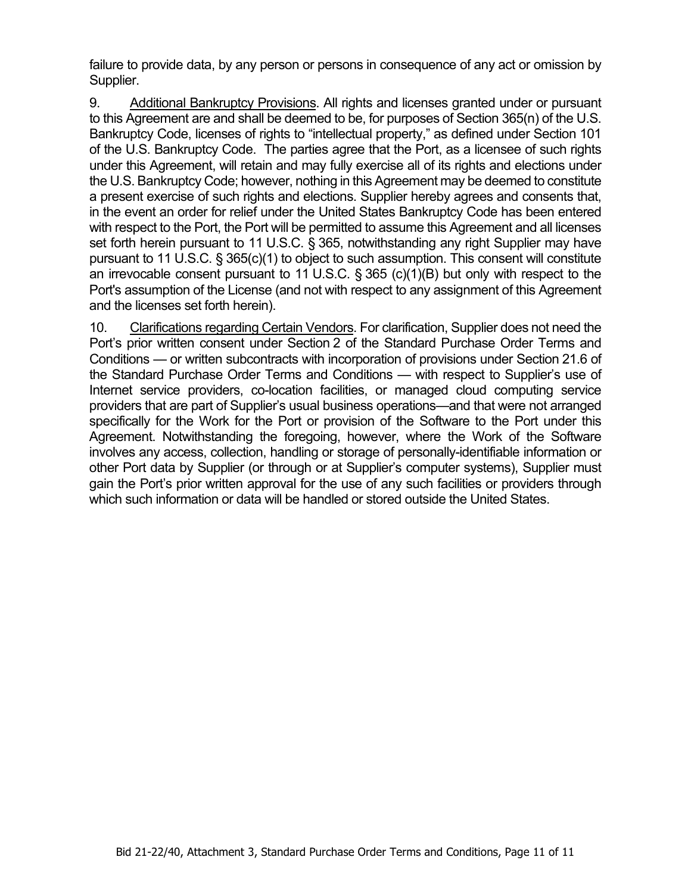failure to provide data, by any person or persons in consequence of any act or omission by Supplier.

9. Additional Bankruptcy Provisions. All rights and licenses granted under or pursuant to this Agreement are and shall be deemed to be, for purposes of Section 365(n) of the U.S. Bankruptcy Code, licenses of rights to "intellectual property," as defined under Section 101 of the U.S. Bankruptcy Code. The parties agree that the Port, as a licensee of such rights under this Agreement, will retain and may fully exercise all of its rights and elections under the U.S. Bankruptcy Code; however, nothing in this Agreement may be deemed to constitute a present exercise of such rights and elections. Supplier hereby agrees and consents that, in the event an order for relief under the United States Bankruptcy Code has been entered with respect to the Port, the Port will be permitted to assume this Agreement and all licenses set forth herein pursuant to 11 U.S.C. § 365, notwithstanding any right Supplier may have pursuant to 11 U.S.C. § 365(c)(1) to object to such assumption. This consent will constitute an irrevocable consent pursuant to 11 U.S.C. § 365 (c)(1)(B) but only with respect to the Port's assumption of the License (and not with respect to any assignment of this Agreement and the licenses set forth herein).

10. Clarifications regarding Certain Vendors. For clarification, Supplier does not need the Port's prior written consent under Section 2 of the Standard Purchase Order Terms and Conditions — or written subcontracts with incorporation of provisions under Section 21.6 of the Standard Purchase Order Terms and Conditions — with respect to Supplier's use of Internet service providers, co-location facilities, or managed cloud computing service providers that are part of Supplier's usual business operations—and that were not arranged specifically for the Work for the Port or provision of the Software to the Port under this Agreement. Notwithstanding the foregoing, however, where the Work of the Software involves any access, collection, handling or storage of personally-identifiable information or other Port data by Supplier (or through or at Supplier's computer systems), Supplier must gain the Port's prior written approval for the use of any such facilities or providers through which such information or data will be handled or stored outside the United States.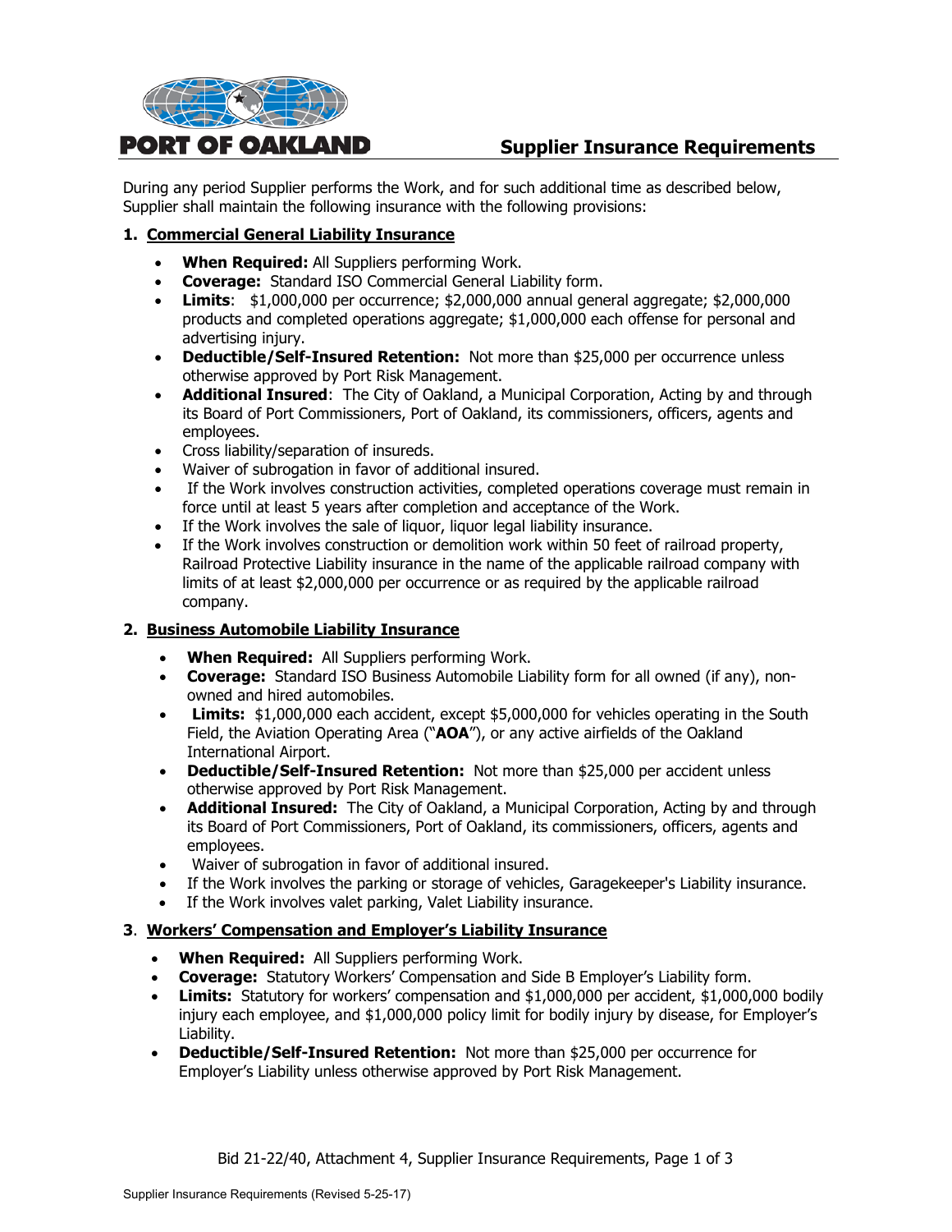# PORT OF OAKLAND

## Supplier Insurance Requirements

During any period Supplier performs the Work, and for such additional time as described below, Supplier shall maintain the following insurance with the following provisions:

### 1. Commercial General Liability Insurance

- **When Required:** All Suppliers performing Work.
- **Coverage:** Standard ISO Commercial General Liability form.
- **Limits**: $1,000,000 per occurrence; $2,000,000 annual general aggregate; $2,000,000 products and completed operations aggregate; $1,000,000 each offense for personal and advertising injury.
- **Deductible/Self-Insured Retention:** Not more than $25,000 per occurrence unless otherwise approved by Port Risk Management.
- **Additional Insured**: The City of Oakland, a Municipal Corporation, Acting by and through its Board of Port Commissioners, Port of Oakland, its commissioners, officers, agents and employees.
- Cross liability/separation of insureds.
- Waiver of subrogation in favor of additional insured.
- If the Work involves construction activities, completed operations coverage must remain in force until at least 5 years after completion and acceptance of the Work.
- If the Work involves the sale of liquor, liquor legal liability insurance.
- If the Work involves construction or demolition work within 50 feet of railroad property, Railroad Protective Liability insurance in the name of the applicable railroad company with limits of at least $2,000,000 per occurrence or as required by the applicable railroad company.

### 2. Business Automobile Liability Insurance

- **When Required:** All Suppliers performing Work.
- **Coverage:** Standard ISO Business Automobile Liability form for all owned (if any), non-owned and hired automobiles.
- **Limits:** $1,000,000 each accident, except $5,000,000 for vehicles operating in the South Field, the Aviation Operating Area ("**AOA**"), or any active airfields of the Oakland International Airport.
- **Deductible/Self-Insured Retention:** Not more than $25,000 per accident unless otherwise approved by Port Risk Management.
- **Additional Insured:** The City of Oakland, a Municipal Corporation, Acting by and through its Board of Port Commissioners, Port of Oakland, its commissioners, officers, agents and employees.
- Waiver of subrogation in favor of additional insured.
- If the Work involves the parking or storage of vehicles, Garagekeeper's Liability insurance.
- If the Work involves valet parking, Valet Liability insurance.

### 3. Workers' Compensation and Employer's Liability Insurance

- **When Required:** All Suppliers performing Work.
- **Coverage:** Statutory Workers' Compensation and Side B Employer's Liability form.
- **Limits:** Statutory for workers' compensation and $1,000,000 per accident, $1,000,000 bodily injury each employee, and $1,000,000 policy limit for bodily injury by disease, for Employer's Liability.
- **Deductible/Self-Insured Retention:** Not more than $25,000 per occurrence for Employer's Liability unless otherwise approved by Port Risk Management.

Bid 21-22/40, Attachment 4, Supplier Insurance Requirements, Page 1 of 3

Supplier Insurance Requirements (Revised 5-25-17)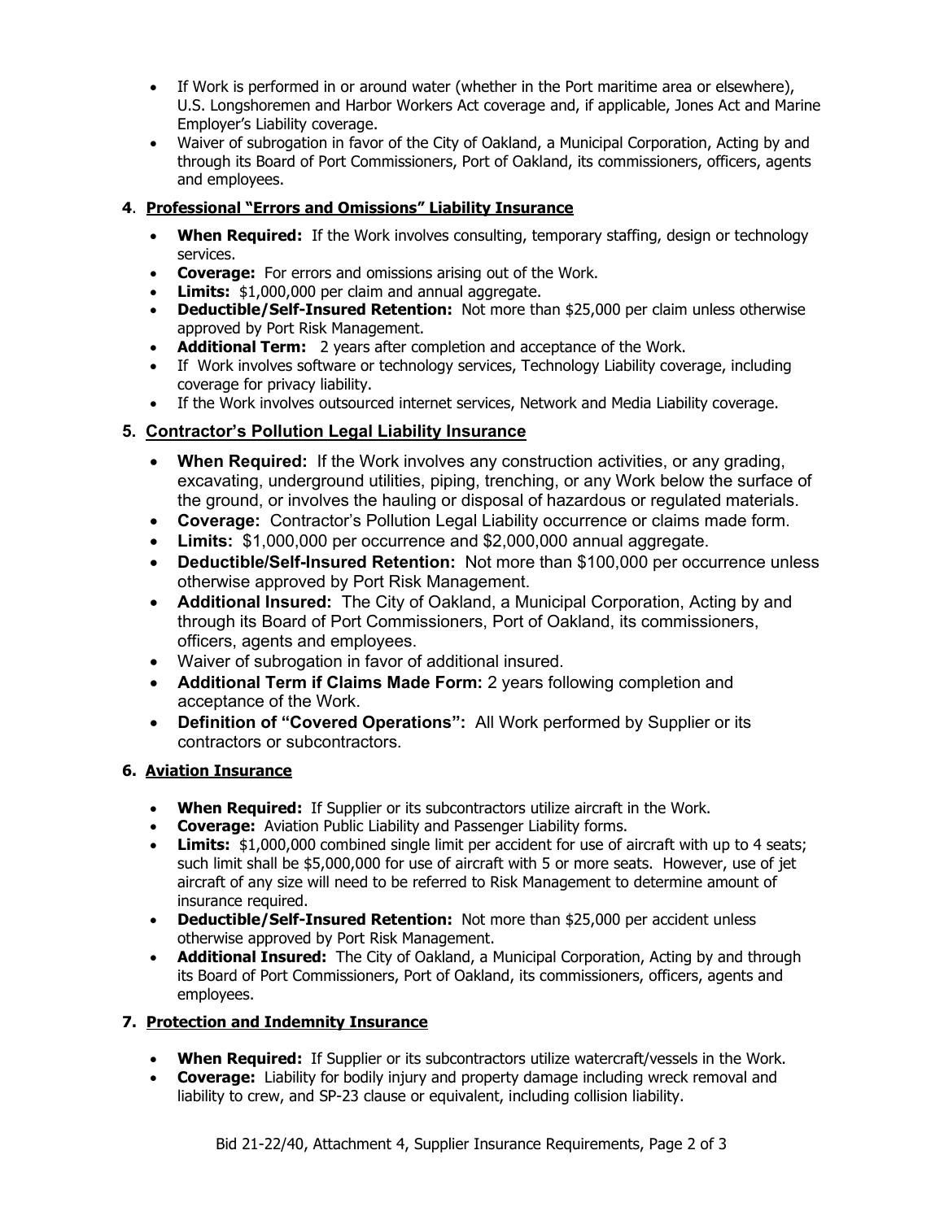- If Work is performed in or around water (whether in the Port maritime area or elsewhere), U.S. Longshoremen and Harbor Workers Act coverage and, if applicable, Jones Act and Marine Employer's Liability coverage.
- Waiver of subrogation in favor of the City of Oakland, a Municipal Corporation, Acting by and through its Board of Port Commissioners, Port of Oakland, its commissioners, officers, agents and employees.

### 4. Professional "Errors and Omissions" Liability Insurance

- **When Required:** If the Work involves consulting, temporary staffing, design or technology services.
- **Coverage:** For errors and omissions arising out of the Work.
- **Limits:** $1,000,000 per claim and annual aggregate.
- **Deductible/Self-Insured Retention:** Not more than $25,000 per claim unless otherwise approved by Port Risk Management.
- **Additional Term:** 2 years after completion and acceptance of the Work.
- If Work involves software or technology services, Technology Liability coverage, including coverage for privacy liability.
- If the Work involves outsourced internet services, Network and Media Liability coverage.

### 5. Contractor's Pollution Legal Liability Insurance

- **When Required:** If the Work involves any construction activities, or any grading, excavating, underground utilities, piping, trenching, or any Work below the surface of the ground, or involves the hauling or disposal of hazardous or regulated materials.
- **Coverage:** Contractor's Pollution Legal Liability occurrence or claims made form.
- **Limits:** $1,000,000 per occurrence and $2,000,000 annual aggregate.
- **Deductible/Self-Insured Retention:** Not more than $100,000 per occurrence unless otherwise approved by Port Risk Management.
- **Additional Insured:** The City of Oakland, a Municipal Corporation, Acting by and through its Board of Port Commissioners, Port of Oakland, its commissioners, officers, agents and employees.
- Waiver of subrogation in favor of additional insured.
- **Additional Term if Claims Made Form:** 2 years following completion and acceptance of the Work.
- **Definition of "Covered Operations":** All Work performed by Supplier or its contractors or subcontractors.

### 6. Aviation Insurance

- **When Required:** If Supplier or its subcontractors utilize aircraft in the Work.
- **Coverage:** Aviation Public Liability and Passenger Liability forms.
- **Limits:** $1,000,000 combined single limit per accident for use of aircraft with up to 4 seats; such limit shall be $5,000,000 for use of aircraft with 5 or more seats. However, use of jet aircraft of any size will need to be referred to Risk Management to determine amount of insurance required.
- **Deductible/Self-Insured Retention:** Not more than $25,000 per accident unless otherwise approved by Port Risk Management.
- **Additional Insured:** The City of Oakland, a Municipal Corporation, Acting by and through its Board of Port Commissioners, Port of Oakland, its commissioners, officers, agents and employees.

### 7. Protection and Indemnity Insurance

- **When Required:** If Supplier or its subcontractors utilize watercraft/vessels in the Work.
- **Coverage:** Liability for bodily injury and property damage including wreck removal and liability to crew, and SP-23 clause or equivalent, including collision liability.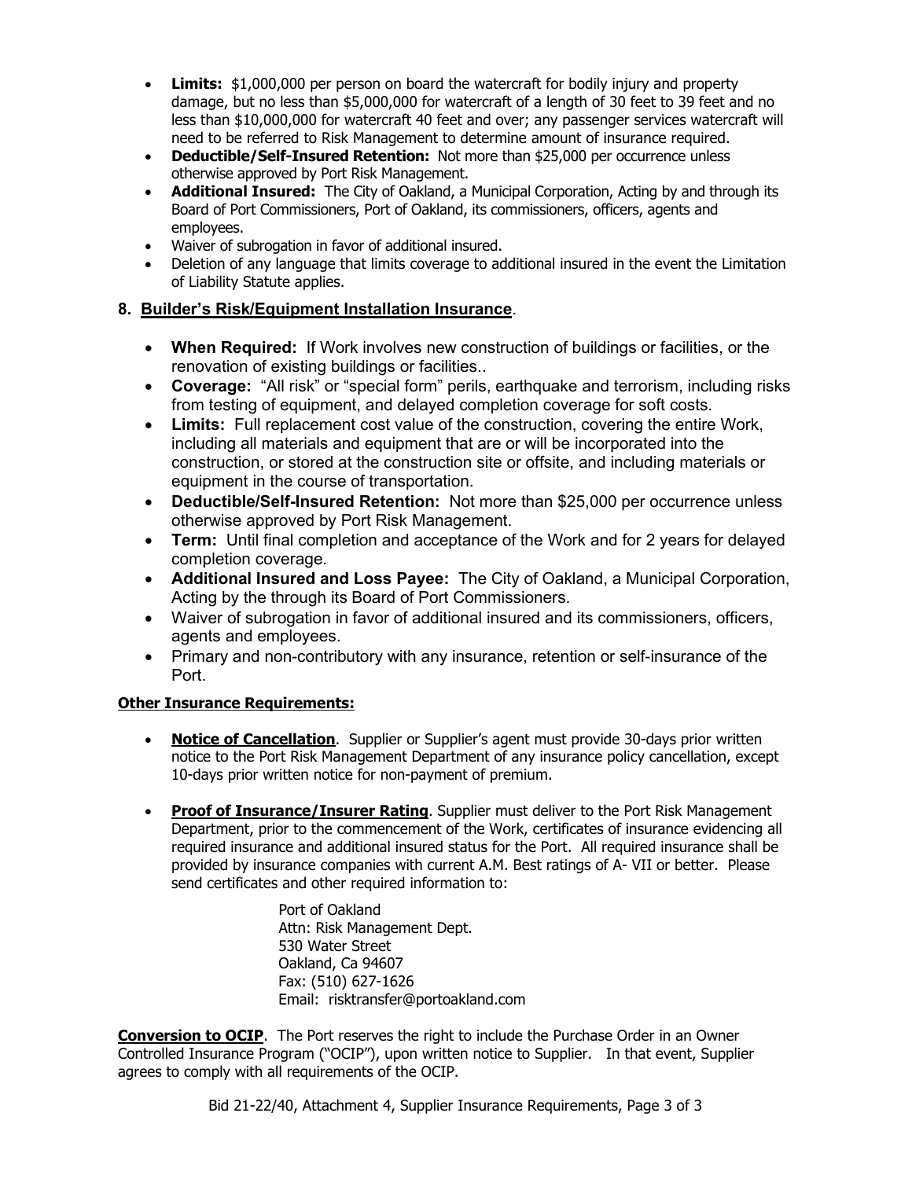- **Limits:** $1,000,000 per person on board the watercraft for bodily injury and property damage, but no less than $5,000,000 for watercraft of a length of 30 feet to 39 feet and no less than $10,000,000 for watercraft 40 feet and over; any passenger services watercraft will need to be referred to Risk Management to determine amount of insurance required.
- **Deductible/Self-Insured Retention:** Not more than $25,000 per occurrence unless otherwise approved by Port Risk Management.
- **Additional Insured:** The City of Oakland, a Municipal Corporation, Acting by and through its Board of Port Commissioners, Port of Oakland, its commissioners, officers, agents and employees.
- Waiver of subrogation in favor of additional insured.
- Deletion of any language that limits coverage to additional insured in the event the Limitation of Liability Statute applies.

## 8. <u>Builder's Risk/Equipment Installation Insurance</u>.

- **When Required:** If Work involves new construction of buildings or facilities, or the renovation of existing buildings or facilities..
- **Coverage:** "All risk" or "special form" perils, earthquake and terrorism, including risks from testing of equipment, and delayed completion coverage for soft costs.
- **Limits:** Full replacement cost value of the construction, covering the entire Work, including all materials and equipment that are or will be incorporated into the construction, or stored at the construction site or offsite, and including materials or equipment in the course of transportation.
- **Deductible/Self-Insured Retention:** Not more than $25,000 per occurrence unless otherwise approved by Port Risk Management.
- **Term:** Until final completion and acceptance of the Work and for 2 years for delayed completion coverage.
- **Additional Insured and Loss Payee:** The City of Oakland, a Municipal Corporation, Acting by the through its Board of Port Commissioners.
- Waiver of subrogation in favor of additional insured and its commissioners, officers, agents and employees.
- Primary and non-contributory with any insurance, retention or self-insurance of the Port.

**<u>Other Insurance Requirements:</u>**

- **<u>Notice of Cancellation</u>**. Supplier or Supplier's agent must provide 30-days prior written notice to the Port Risk Management Department of any insurance policy cancellation, except 10-days prior written notice for non-payment of premium.

- **<u>Proof of Insurance/Insurer Rating</u>**. Supplier must deliver to the Port Risk Management Department, prior to the commencement of the Work, certificates of insurance evidencing all required insurance and additional insured status for the Port. All required insurance shall be provided by insurance companies with current A.M. Best ratings of A- VII or better. Please send certificates and other required information to:

  Port of Oakland
  Attn: Risk Management Dept.
  530 Water Street
  Oakland, Ca 94607
  Fax: (510) 627-1626
  Email: risktransfer@portoakland.com

**<u>Conversion to OCIP</u>**. The Port reserves the right to include the Purchase Order in an Owner Controlled Insurance Program ("OCIP"), upon written notice to Supplier. In that event, Supplier agrees to comply with all requirements of the OCIP.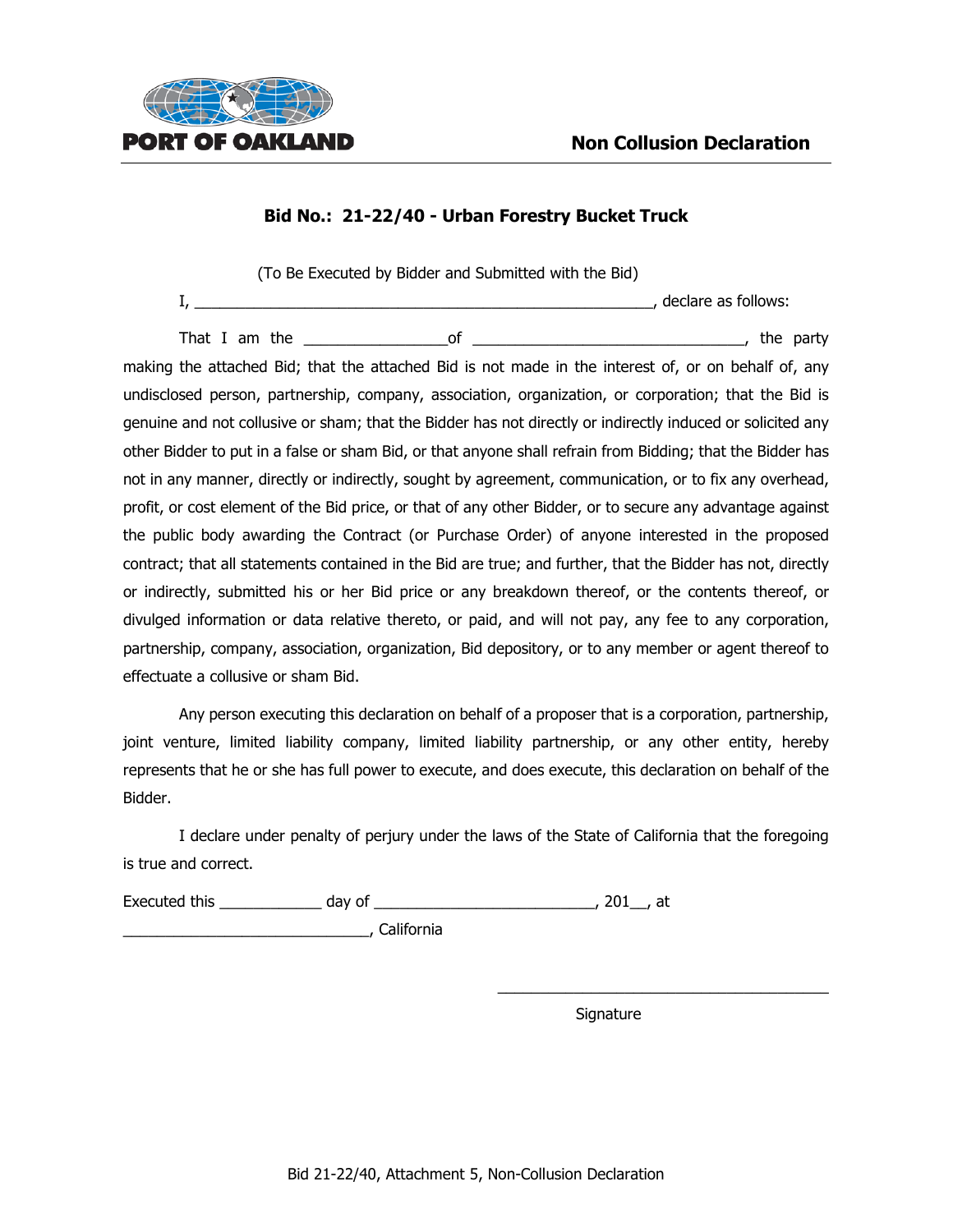PORT OF OAKLAND

# Non Collusion Declaration

## Bid No.: 21-22/40 - Urban Forestry Bucket Truck

(To Be Executed by Bidder and Submitted with the Bid)

I, _______________________________________________________, declare as follows:

That I am the _________________of ________________________________, the party making the attached Bid; that the attached Bid is not made in the interest of, or on behalf of, any undisclosed person, partnership, company, association, organization, or corporation; that the Bid is genuine and not collusive or sham; that the Bidder has not directly or indirectly induced or solicited any other Bidder to put in a false or sham Bid, or that anyone shall refrain from Bidding; that the Bidder has not in any manner, directly or indirectly, sought by agreement, communication, or to fix any overhead, profit, or cost element of the Bid price, or that of any other Bidder, or to secure any advantage against the public body awarding the Contract (or Purchase Order) of anyone interested in the proposed contract; that all statements contained in the Bid are true; and further, that the Bidder has not, directly or indirectly, submitted his or her Bid price or any breakdown thereof, or the contents thereof, or divulged information or data relative thereto, or paid, and will not pay, any fee to any corporation, partnership, company, association, organization, Bid depository, or to any member or agent thereof to effectuate a collusive or sham Bid.

Any person executing this declaration on behalf of a proposer that is a corporation, partnership, joint venture, limited liability company, limited liability partnership, or any other entity, hereby represents that he or she has full power to execute, and does execute, this declaration on behalf of the Bidder.

I declare under penalty of perjury under the laws of the State of California that the foregoing is true and correct.

Executed this ____________ day of __________________________, 201__, at ______________________________, California

________________________________________
Signature

Bid 21-22/40, Attachment 5, Non-Collusion Declaration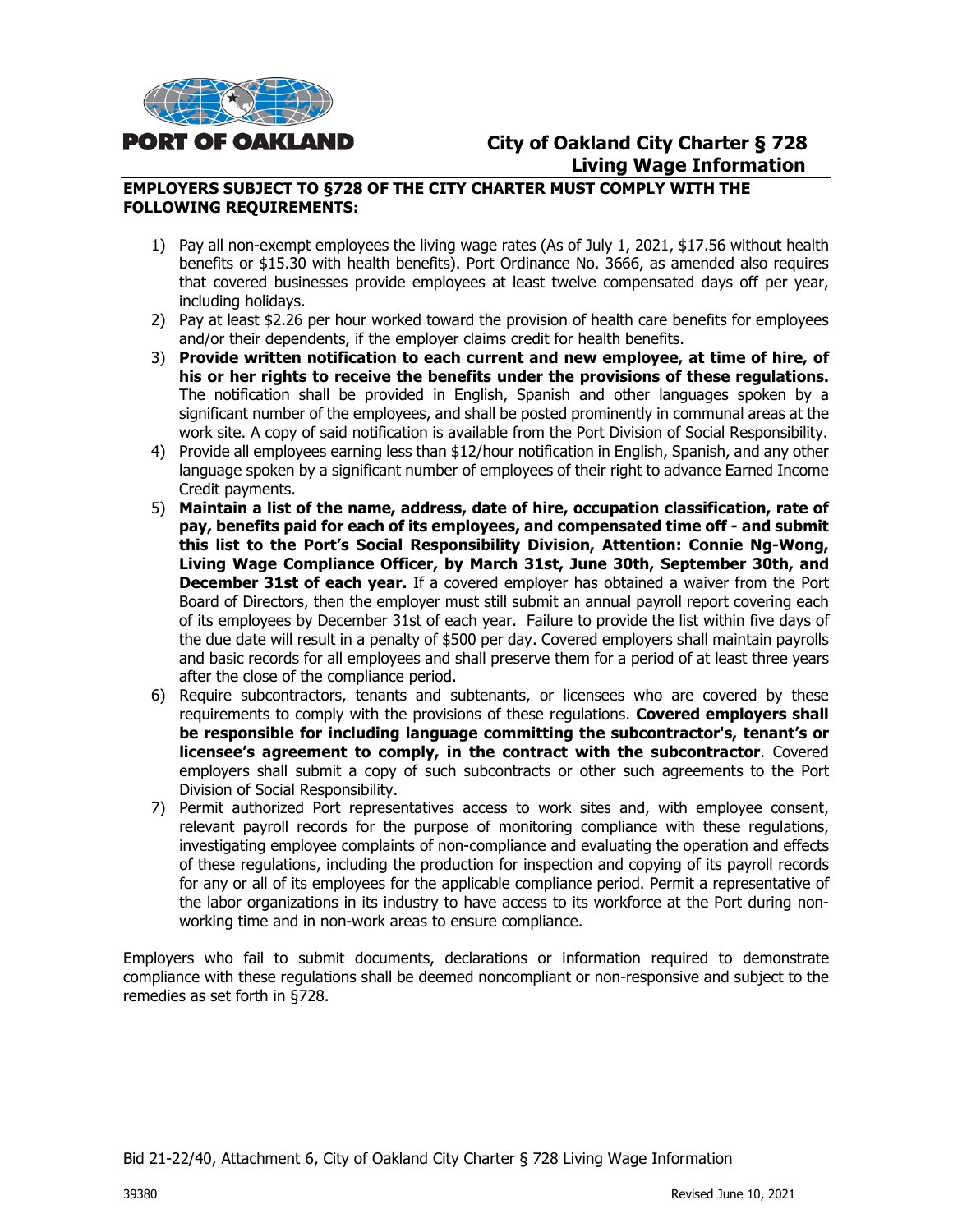PORT OF OAKLAND

# City of Oakland City Charter § 728 Living Wage Information

**EMPLOYERS SUBJECT TO §728 OF THE CITY CHARTER MUST COMPLY WITH THE FOLLOWING REQUIREMENTS:**

1) Pay all non-exempt employees the living wage rates (As of July 1, 2021, $17.56 without health benefits or $15.30 with health benefits). Port Ordinance No. 3666, as amended also requires that covered businesses provide employees at least twelve compensated days off per year, including holidays.
2) Pay at least $2.26 per hour worked toward the provision of health care benefits for employees and/or their dependents, if the employer claims credit for health benefits.
3) **Provide written notification to each current and new employee, at time of hire, of his or her rights to receive the benefits under the provisions of these regulations.** The notification shall be provided in English, Spanish and other languages spoken by a significant number of the employees, and shall be posted prominently in communal areas at the work site. A copy of said notification is available from the Port Division of Social Responsibility.
4) Provide all employees earning less than $12/hour notification in English, Spanish, and any other language spoken by a significant number of employees of their right to advance Earned Income Credit payments.
5) **Maintain a list of the name, address, date of hire, occupation classification, rate of pay, benefits paid for each of its employees, and compensated time off - and submit this list to the Port's Social Responsibility Division, Attention: Connie Ng-Wong, Living Wage Compliance Officer, by March 31st, June 30th, September 30th, and December 31st of each year.** If a covered employer has obtained a waiver from the Port Board of Directors, then the employer must still submit an annual payroll report covering each of its employees by December 31st of each year. Failure to provide the list within five days of the due date will result in a penalty of $500 per day. Covered employers shall maintain payrolls and basic records for all employees and shall preserve them for a period of at least three years after the close of the compliance period.
6) Require subcontractors, tenants and subtenants, or licensees who are covered by these requirements to comply with the provisions of these regulations. **Covered employers shall be responsible for including language committing the subcontractor's, tenant's or licensee's agreement to comply, in the contract with the subcontractor**. Covered employers shall submit a copy of such subcontracts or other such agreements to the Port Division of Social Responsibility.
7) Permit authorized Port representatives access to work sites and, with employee consent, relevant payroll records for the purpose of monitoring compliance with these regulations, investigating employee complaints of non-compliance and evaluating the operation and effects of these regulations, including the production for inspection and copying of its payroll records for any or all of its employees for the applicable compliance period. Permit a representative of the labor organizations in its industry to have access to its workforce at the Port during non-working time and in non-work areas to ensure compliance.

Employers who fail to submit documents, declarations or information required to demonstrate compliance with these regulations shall be deemed noncompliant or non-responsive and subject to the remedies as set forth in §728.

Bid 21-22/40, Attachment 6, City of Oakland City Charter § 728 Living Wage Information

39380 Revised June 10, 2021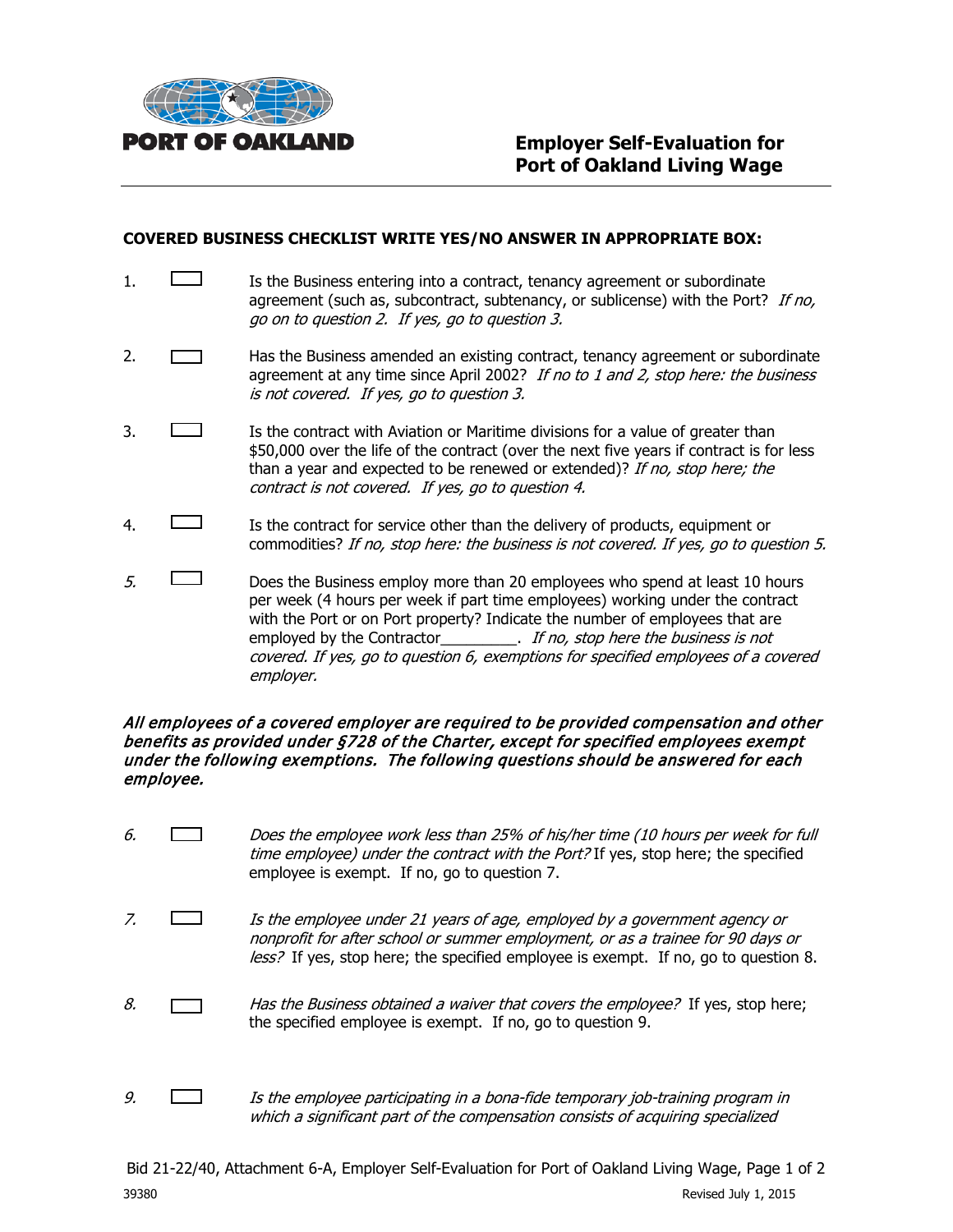**PORT OF OAKLAND**

# Employer Self-Evaluation for Port of Oakland Living Wage

**COVERED BUSINESS CHECKLIST WRITE YES/NO ANSWER IN APPROPRIATE BOX:**

1. ☐ Is the Business entering into a contract, tenancy agreement or subordinate agreement (such as, subcontract, subtenancy, or sublicense) with the Port? *If no, go on to question 2. If yes, go to question 3.*

2. ☐ Has the Business amended an existing contract, tenancy agreement or subordinate agreement at any time since April 2002? *If no to 1 and 2, stop here: the business is not covered. If yes, go to question 3.*

3. ☐ Is the contract with Aviation or Maritime divisions for a value of greater than $50,000 over the life of the contract (over the next five years if contract is for less than a year and expected to be renewed or extended)? *If no, stop here; the contract is not covered. If yes, go to question 4.*

4. ☐ Is the contract for service other than the delivery of products, equipment or commodities? *If no, stop here: the business is not covered. If yes, go to question 5.*

5. ☐ Does the Business employ more than 20 employees who spend at least 10 hours per week (4 hours per week if part time employees) working under the contract with the Port or on Port property? Indicate the number of employees that are employed by the Contractor_________. *If no, stop here the business is not covered. If yes, go to question 6, exemptions for specified employees of a covered employer.*

***All employees of a covered employer are required to be provided compensation and other benefits as provided under §728 of the Charter, except for specified employees exempt under the following exemptions. The following questions should be answered for each employee.***

6. ☐ *Does the employee work less than 25% of his/her time (10 hours per week for full time employee) under the contract with the Port?* If yes, stop here; the specified employee is exempt. If no, go to question 7.

7. ☐ *Is the employee under 21 years of age, employed by a government agency or nonprofit for after school or summer employment, or as a trainee for 90 days or less?* If yes, stop here; the specified employee is exempt. If no, go to question 8.

8. ☐ *Has the Business obtained a waiver that covers the employee?* If yes, stop here; the specified employee is exempt. If no, go to question 9.

9. ☐ *Is the employee participating in a bona-fide temporary job-training program in which a significant part of the compensation consists of acquiring specialized*

Bid 21-22/40, Attachment 6-A, Employer Self-Evaluation for Port of Oakland Living Wage, Page 1 of 2

39380 Revised July 1, 2015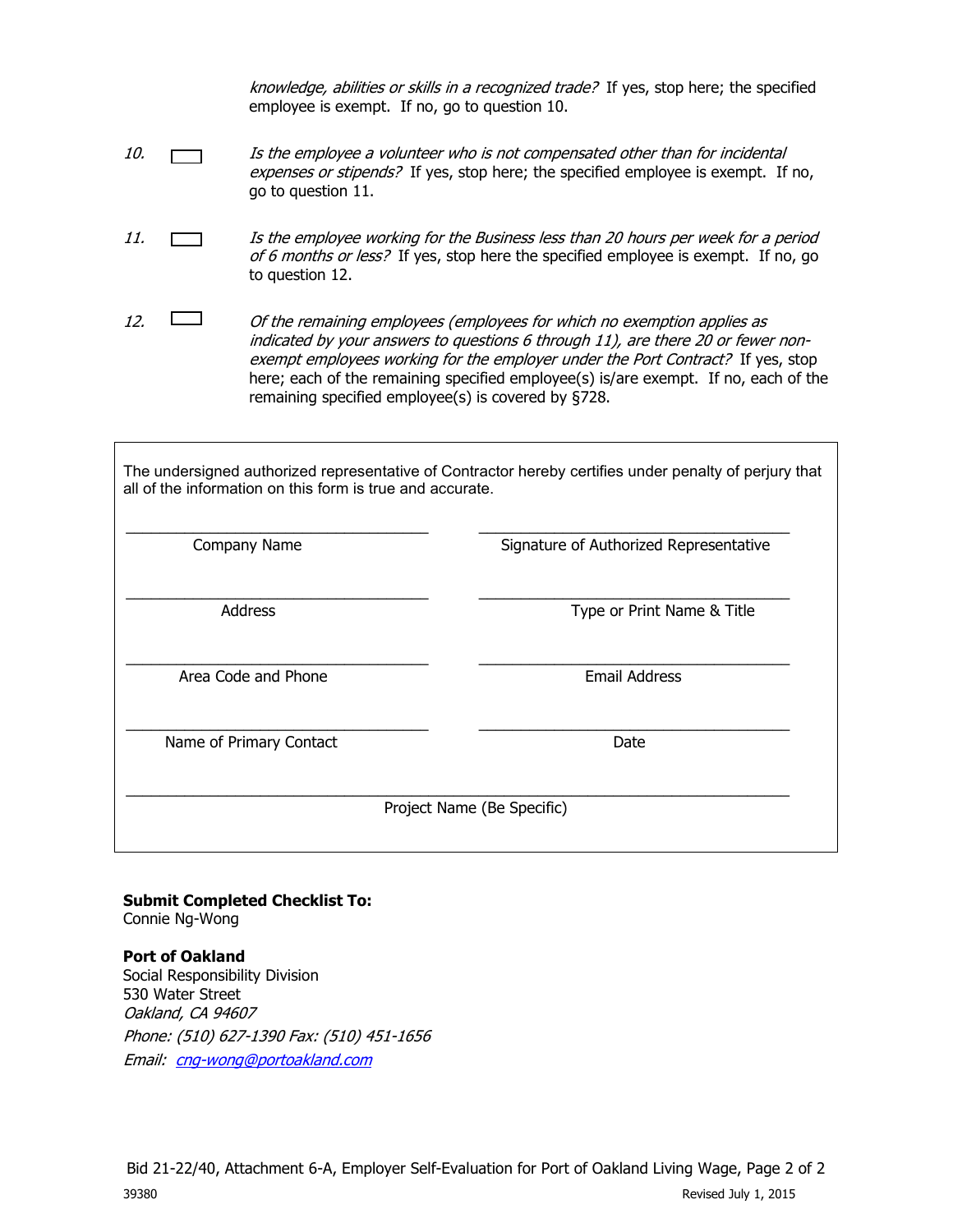*knowledge, abilities or skills in a recognized trade?* If yes, stop here; the specified employee is exempt. If no, go to question 10.

10. ☐ *Is the employee a volunteer who is not compensated other than for incidental expenses or stipends?* If yes, stop here; the specified employee is exempt. If no, go to question 11.

11. ☐ *Is the employee working for the Business less than 20 hours per week for a period of 6 months or less?* If yes, stop here the specified employee is exempt. If no, go to question 12.

12. ☐ *Of the remaining employees (employees for which no exemption applies as indicated by your answers to questions 6 through 11), are there 20 or fewer non-exempt employees working for the employer under the Port Contract?* If yes, stop here; each of the remaining specified employee(s) is/are exempt. If no, each of the remaining specified employee(s) is covered by §728.

The undersigned authorized representative of Contractor hereby certifies under penalty of perjury that all of the information on this form is true and accurate.

| | |
|---|---|
| ______________________________ | ______________________________ |
| Company Name | Signature of Authorized Representative |
| ______________________________ | ______________________________ |
| Address | Type or Print Name & Title |
| ______________________________ | ______________________________ |
| Area Code and Phone | Email Address |
| ______________________________ | ______________________________ |
| Name of Primary Contact | Date |

______________________________________________________________

Project Name (Be Specific)

**Submit Completed Checklist To:**
Connie Ng-Wong

**Port of Oakland**
Social Responsibility Division
530 Water Street
*Oakland, CA 94607*
*Phone: (510) 627-1390 Fax: (510) 451-1656*
*Email: cng-wong@portoakland.com*

Bid 21-22/40, Attachment 6-A, Employer Self-Evaluation for Port of Oakland Living Wage, Page 2 of 2

39380 Revised July 1, 2015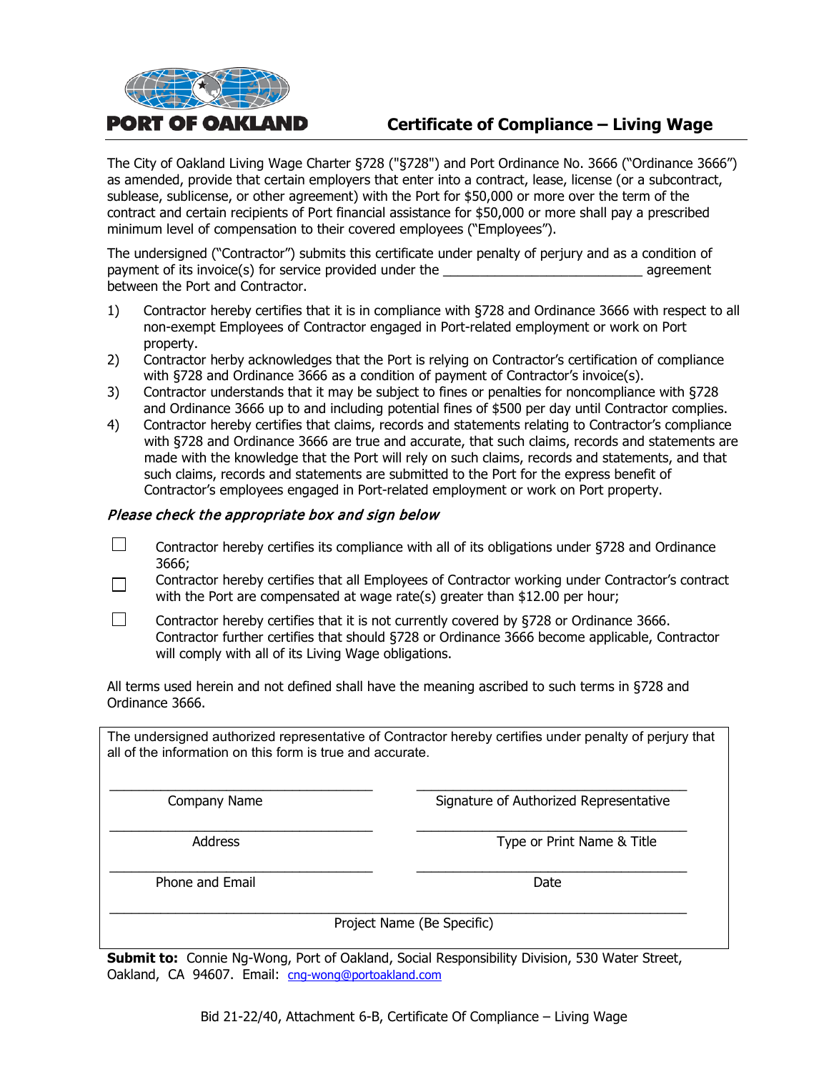**PORT OF OAKLAND**

# Certificate of Compliance – Living Wage

The City of Oakland Living Wage Charter §728 ("§728") and Port Ordinance No. 3666 ("Ordinance 3666") as amended, provide that certain employers that enter into a contract, lease, license (or a subcontract, sublease, sublicense, or other agreement) with the Port for $50,000 or more over the term of the contract and certain recipients of Port financial assistance for $50,000 or more shall pay a prescribed minimum level of compensation to their covered employees ("Employees").

The undersigned ("Contractor") submits this certificate under penalty of perjury and as a condition of payment of its invoice(s) for service provided under the ___________________________ agreement between the Port and Contractor.

1) Contractor hereby certifies that it is in compliance with §728 and Ordinance 3666 with respect to all non-exempt Employees of Contractor engaged in Port-related employment or work on Port property.
2) Contractor herby acknowledges that the Port is relying on Contractor's certification of compliance with §728 and Ordinance 3666 as a condition of payment of Contractor's invoice(s).
3) Contractor understands that it may be subject to fines or penalties for noncompliance with §728 and Ordinance 3666 up to and including potential fines of $500 per day until Contractor complies.
4) Contractor hereby certifies that claims, records and statements relating to Contractor's compliance with §728 and Ordinance 3666 are true and accurate, that such claims, records and statements are made with the knowledge that the Port will rely on such claims, records and statements, and that such claims, records and statements are submitted to the Port for the express benefit of Contractor's employees engaged in Port-related employment or work on Port property.

*Please check the appropriate box and sign below*

☐ Contractor hereby certifies its compliance with all of its obligations under §728 and Ordinance 3666;

☐ Contractor hereby certifies that all Employees of Contractor working under Contractor's contract with the Port are compensated at wage rate(s) greater than $12.00 per hour;

☐ Contractor hereby certifies that it is not currently covered by §728 or Ordinance 3666. Contractor further certifies that should §728 or Ordinance 3666 become applicable, Contractor will comply with all of its Living Wage obligations.

All terms used herein and not defined shall have the meaning ascribed to such terms in §728 and Ordinance 3666.

The undersigned authorized representative of Contractor hereby certifies under penalty of perjury that all of the information on this form is true and accurate.

| | |
|---|---|
| ___________________________ | ___________________________ |
| Company Name | Signature of Authorized Representative |
| ___________________________ | ___________________________ |
| Address | Type or Print Name & Title |
| ___________________________ | ___________________________ |
| Phone and Email | Date |

_______________________________________________________

Project Name (Be Specific)

**Submit to:** Connie Ng-Wong, Port of Oakland, Social Responsibility Division, 530 Water Street, Oakland, CA 94607. Email: cng-wong@portoakland.com

Bid 21-22/40, Attachment 6-B, Certificate Of Compliance – Living Wage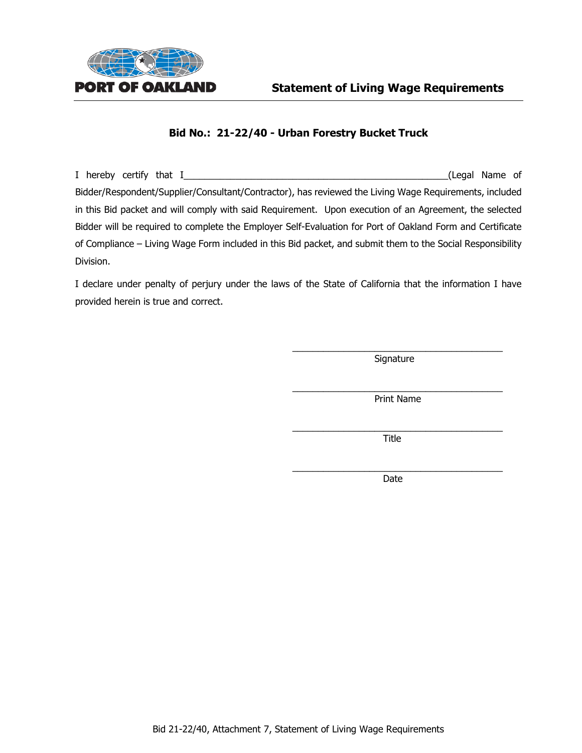PORT OF OAKLAND

## Statement of Living Wage Requirements

### Bid No.: 21-22/40 - Urban Forestry Bucket Truck

I hereby certify that I_____________________________________________________(Legal Name of Bidder/Respondent/Supplier/Consultant/Contractor), has reviewed the Living Wage Requirements, included in this Bid packet and will comply with said Requirement. Upon execution of an Agreement, the selected Bidder will be required to complete the Employer Self-Evaluation for Port of Oakland Form and Certificate of Compliance – Living Wage Form included in this Bid packet, and submit them to the Social Responsibility Division.

I declare under penalty of perjury under the laws of the State of California that the information I have provided herein is true and correct.

\_\_\_\_\_\_\_\_\_\_\_\_\_\_\_\_\_\_\_\_\_\_\_\_\_\_\_\_\_\_\_\_\_\_\_\_\_\_\_\_\_\_
Signature

\_\_\_\_\_\_\_\_\_\_\_\_\_\_\_\_\_\_\_\_\_\_\_\_\_\_\_\_\_\_\_\_\_\_\_\_\_\_\_\_\_\_
Print Name

\_\_\_\_\_\_\_\_\_\_\_\_\_\_\_\_\_\_\_\_\_\_\_\_\_\_\_\_\_\_\_\_\_\_\_\_\_\_\_\_\_\_
Title

\_\_\_\_\_\_\_\_\_\_\_\_\_\_\_\_\_\_\_\_\_\_\_\_\_\_\_\_\_\_\_\_\_\_\_\_\_\_\_\_\_\_
Date

Bid 21-22/40, Attachment 7, Statement of Living Wage Requirements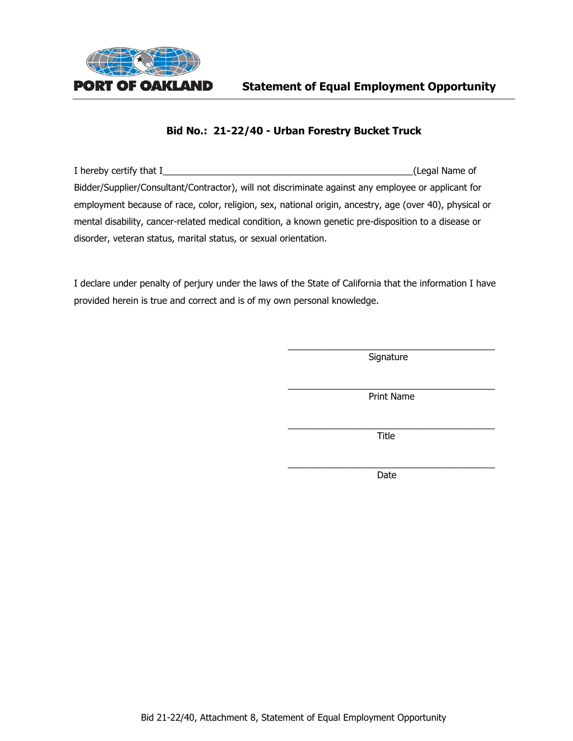PORT OF OAKLAND

# Statement of Equal Employment Opportunity

## Bid No.: 21-22/40 - Urban Forestry Bucket Truck

I hereby certify that I___________________________________________________(Legal Name of Bidder/Supplier/Consultant/Contractor), will not discriminate against any employee or applicant for employment because of race, color, religion, sex, national origin, ancestry, age (over 40), physical or mental disability, cancer-related medical condition, a known genetic pre-disposition to a disease or disorder, veteran status, marital status, or sexual orientation.

I declare under penalty of perjury under the laws of the State of California that the information I have provided herein is true and correct and is of my own personal knowledge.

___________________________________________
Signature

___________________________________________
Print Name

___________________________________________
Title

___________________________________________
Date

Bid 21-22/40, Attachment 8, Statement of Equal Employment Opportunity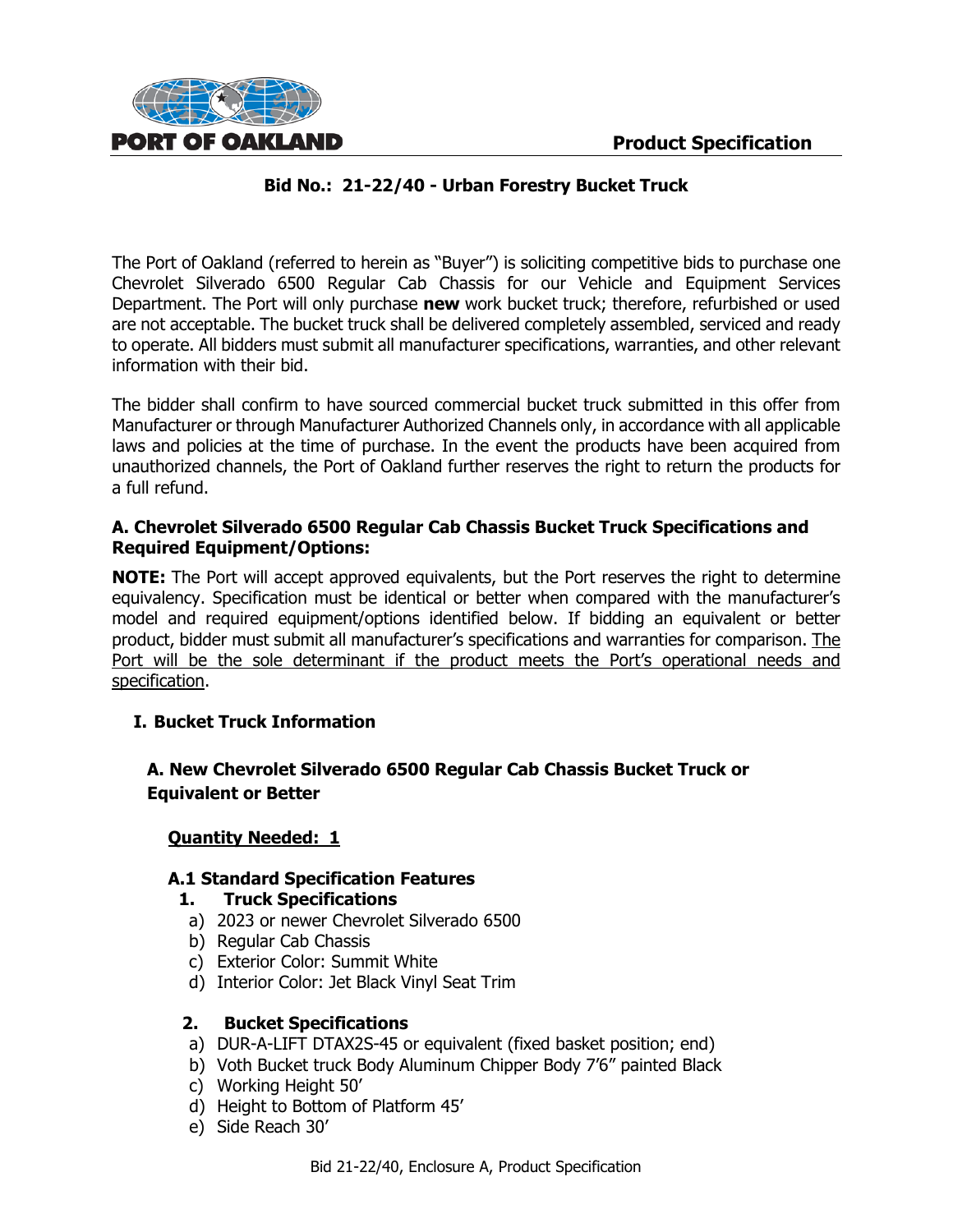**Product Specification**

## Bid No.: 21-22/40 - Urban Forestry Bucket Truck

The Port of Oakland (referred to herein as "Buyer") is soliciting competitive bids to purchase one Chevrolet Silverado 6500 Regular Cab Chassis for our Vehicle and Equipment Services Department. The Port will only purchase **new** work bucket truck; therefore, refurbished or used are not acceptable. The bucket truck shall be delivered completely assembled, serviced and ready to operate. All bidders must submit all manufacturer specifications, warranties, and other relevant information with their bid.

The bidder shall confirm to have sourced commercial bucket truck submitted in this offer from Manufacturer or through Manufacturer Authorized Channels only, in accordance with all applicable laws and policies at the time of purchase. In the event the products have been acquired from unauthorized channels, the Port of Oakland further reserves the right to return the products for a full refund.

### A. Chevrolet Silverado 6500 Regular Cab Chassis Bucket Truck Specifications and Required Equipment/Options:

**NOTE:** The Port will accept approved equivalents, but the Port reserves the right to determine equivalency. Specification must be identical or better when compared with the manufacturer's model and required equipment/options identified below. If bidding an equivalent or better product, bidder must submit all manufacturer's specifications and warranties for comparison. <u>The Port will be the sole determinant if the product meets the Port's operational needs and specification</u>.

#### I. Bucket Truck Information

##### A. New Chevrolet Silverado 6500 Regular Cab Chassis Bucket Truck or Equivalent or Better

**<u>Quantity Needed: 1</u>**

**A.1 Standard Specification Features**

1. **Truck Specifications**
   a) 2023 or newer Chevrolet Silverado 6500
   b) Regular Cab Chassis
   c) Exterior Color: Summit White
   d) Interior Color: Jet Black Vinyl Seat Trim

2. **Bucket Specifications**
   a) DUR-A-LIFT DTAX2S-45 or equivalent (fixed basket position; end)
   b) Voth Bucket truck Body Aluminum Chipper Body 7'6" painted Black
   c) Working Height 50'
   d) Height to Bottom of Platform 45'
   e) Side Reach 30'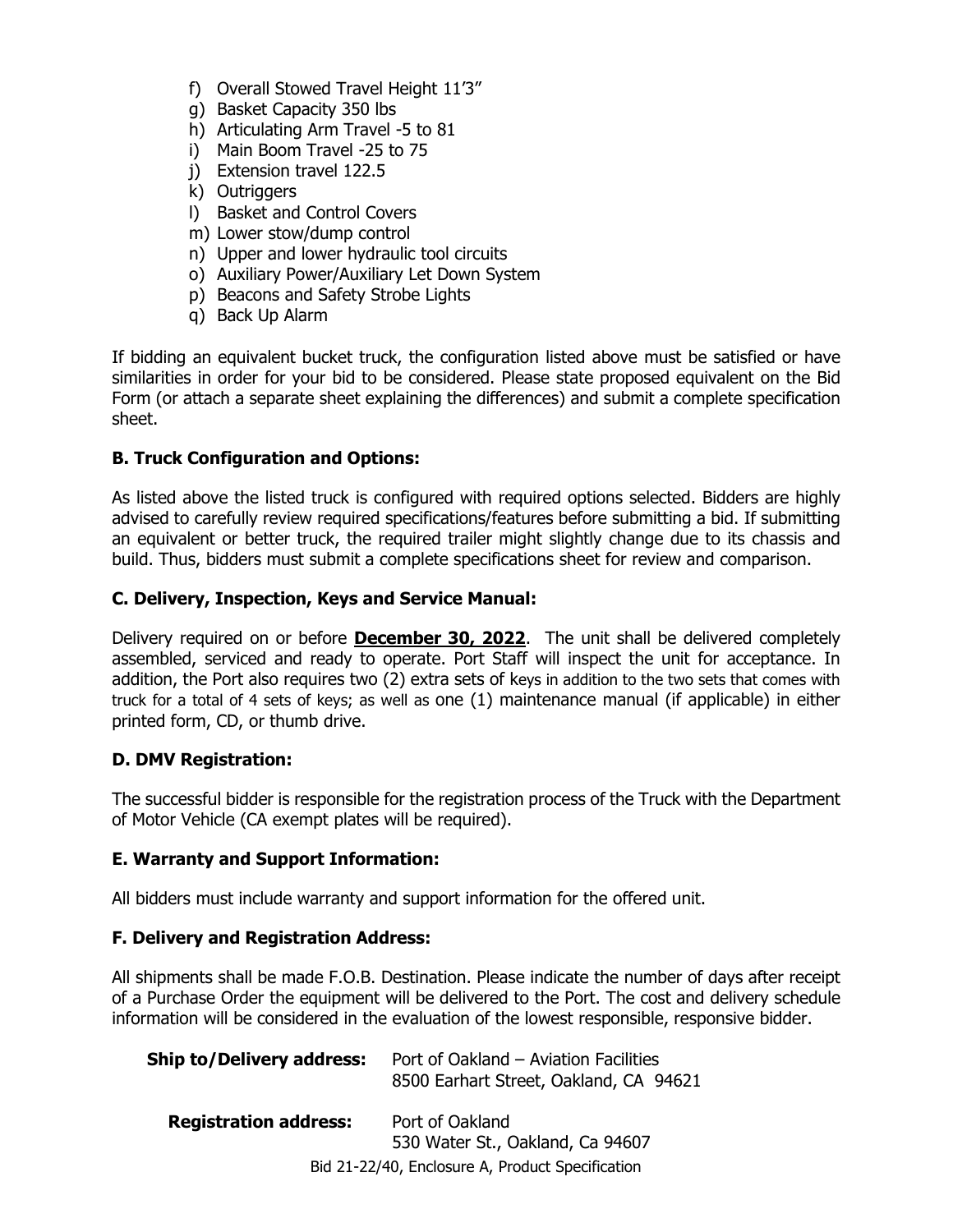f) Overall Stowed Travel Height 11'3"
g) Basket Capacity 350 lbs
h) Articulating Arm Travel -5 to 81
i) Main Boom Travel -25 to 75
j) Extension travel 122.5
k) Outriggers
l) Basket and Control Covers
m) Lower stow/dump control
n) Upper and lower hydraulic tool circuits
o) Auxiliary Power/Auxiliary Let Down System
p) Beacons and Safety Strobe Lights
q) Back Up Alarm

If bidding an equivalent bucket truck, the configuration listed above must be satisfied or have similarities in order for your bid to be considered. Please state proposed equivalent on the Bid Form (or attach a separate sheet explaining the differences) and submit a complete specification sheet.

### B. Truck Configuration and Options:

As listed above the listed truck is configured with required options selected. Bidders are highly advised to carefully review required specifications/features before submitting a bid. If submitting an equivalent or better truck, the required trailer might slightly change due to its chassis and build. Thus, bidders must submit a complete specifications sheet for review and comparison.

### C. Delivery, Inspection, Keys and Service Manual:

Delivery required on or before **December 30, 2022**. The unit shall be delivered completely assembled, serviced and ready to operate. Port Staff will inspect the unit for acceptance. In addition, the Port also requires two (2) extra sets of keys in addition to the two sets that comes with truck for a total of 4 sets of keys; as well as one (1) maintenance manual (if applicable) in either printed form, CD, or thumb drive.

### D. DMV Registration:

The successful bidder is responsible for the registration process of the Truck with the Department of Motor Vehicle (CA exempt plates will be required).

### E. Warranty and Support Information:

All bidders must include warranty and support information for the offered unit.

### F. Delivery and Registration Address:

All shipments shall be made F.O.B. Destination. Please indicate the number of days after receipt of a Purchase Order the equipment will be delivered to the Port. The cost and delivery schedule information will be considered in the evaluation of the lowest responsible, responsive bidder.

**Ship to/Delivery address:** Port of Oakland – Aviation Facilities
8500 Earhart Street, Oakland, CA 94621

**Registration address:** Port of Oakland
530 Water St., Oakland, Ca 94607